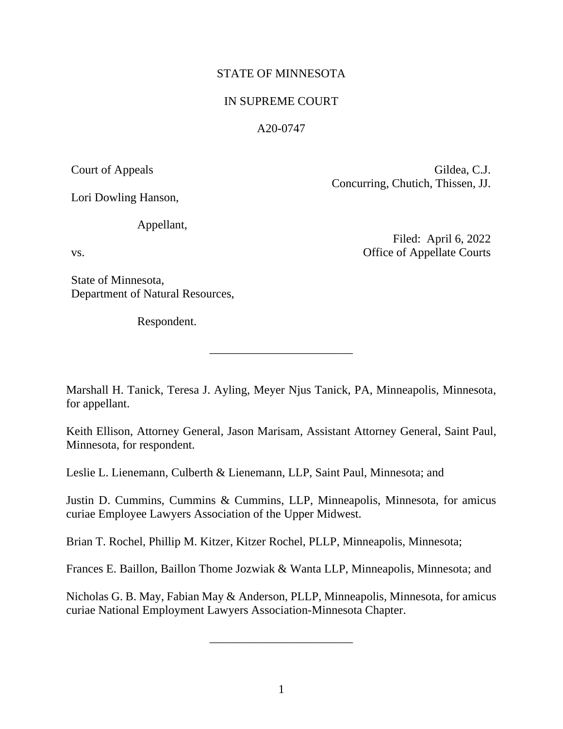STATE OF MINNESOTA

IN SUPREME COURT

A20-0747

Court of Appeals

Gildea, C.J.
Concurring, Chutich, Thissen, JJ.

Lori Dowling Hanson,

Appellant,

vs.

Filed: April 6, 2022
Office of Appellate Courts

State of Minnesota,
Department of Natural Resources,

Respondent.

________________________

Marshall H. Tanick, Teresa J. Ayling, Meyer Njus Tanick, PA, Minneapolis, Minnesota, for appellant.

Keith Ellison, Attorney General, Jason Marisam, Assistant Attorney General, Saint Paul, Minnesota, for respondent.

Leslie L. Lienemann, Culberth & Lienemann, LLP, Saint Paul, Minnesota; and

Justin D. Cummins, Cummins & Cummins, LLP, Minneapolis, Minnesota, for amicus curiae Employee Lawyers Association of the Upper Midwest.

Brian T. Rochel, Phillip M. Kitzer, Kitzer Rochel, PLLP, Minneapolis, Minnesota;

Frances E. Baillon, Baillon Thome Jozwiak & Wanta LLP, Minneapolis, Minnesota; and

Nicholas G. B. May, Fabian May & Anderson, PLLP, Minneapolis, Minnesota, for amicus curiae National Employment Lawyers Association-Minnesota Chapter.

________________________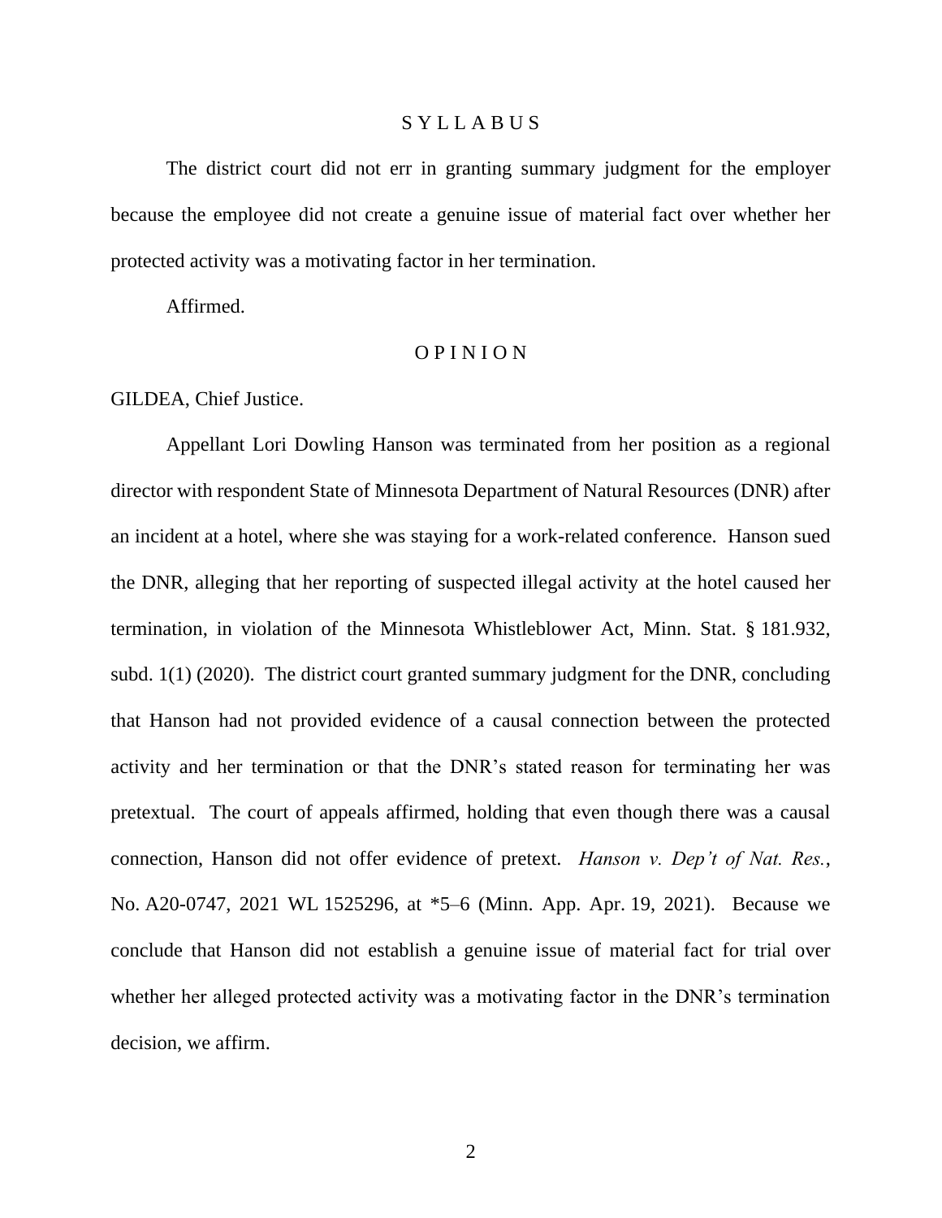# S Y L L A B U S

The district court did not err in granting summary judgment for the employer because the employee did not create a genuine issue of material fact over whether her protected activity was a motivating factor in her termination.

Affirmed.

# O P I N I O N

GILDEA, Chief Justice.

Appellant Lori Dowling Hanson was terminated from her position as a regional director with respondent State of Minnesota Department of Natural Resources (DNR) after an incident at a hotel, where she was staying for a work-related conference. Hanson sued the DNR, alleging that her reporting of suspected illegal activity at the hotel caused her termination, in violation of the Minnesota Whistleblower Act, Minn. Stat. § 181.932, subd. 1(1) (2020). The district court granted summary judgment for the DNR, concluding that Hanson had not provided evidence of a causal connection between the protected activity and her termination or that the DNR's stated reason for terminating her was pretextual. The court of appeals affirmed, holding that even though there was a causal connection, Hanson did not offer evidence of pretext. *Hanson v. Dep't of Nat. Res.*, No. A20-0747, 2021 WL 1525296, at *5–6 (Minn. App. Apr. 19, 2021). Because we conclude that Hanson did not establish a genuine issue of material fact for trial over whether her alleged protected activity was a motivating factor in the DNR's termination decision, we affirm.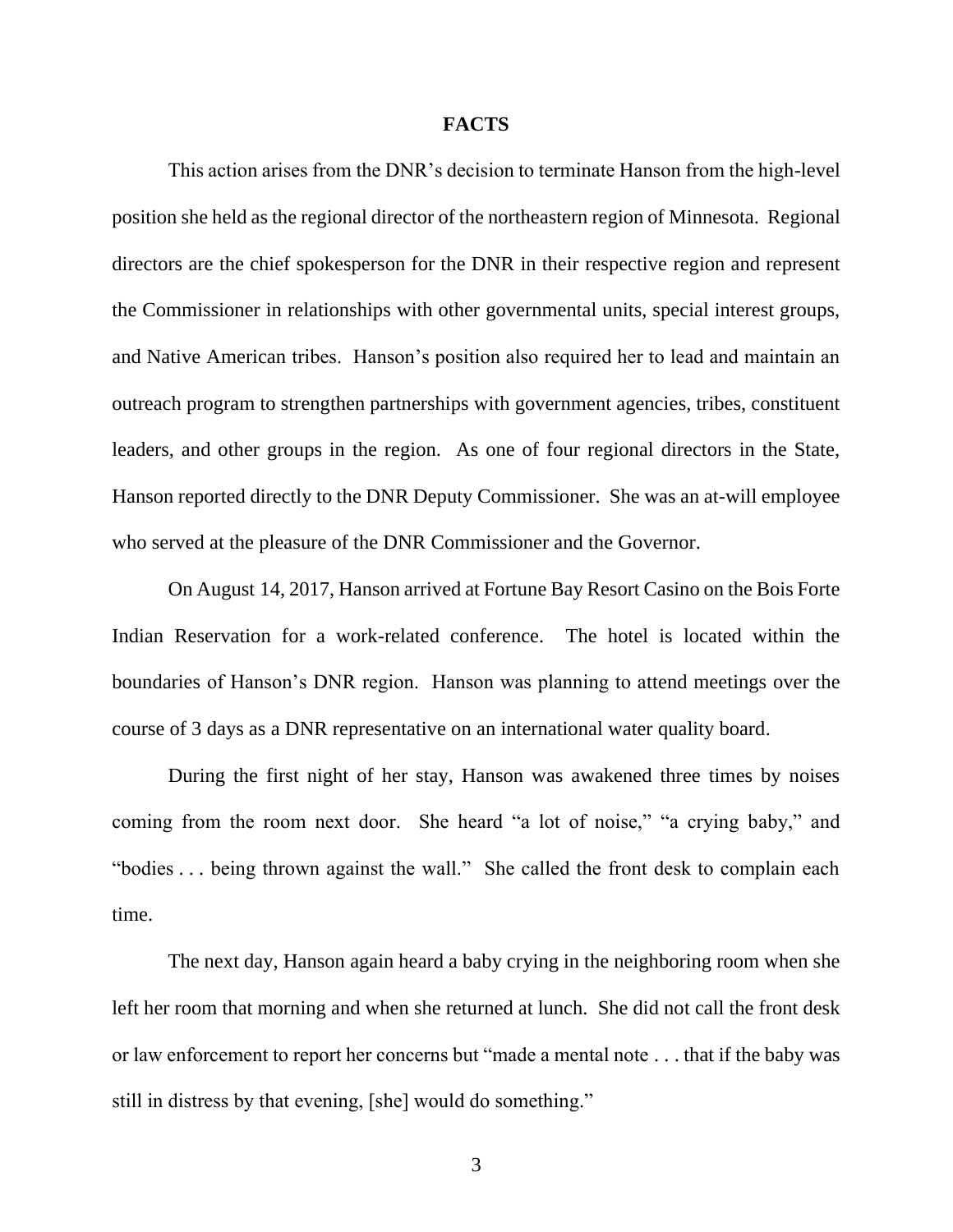## FACTS

This action arises from the DNR's decision to terminate Hanson from the high-level position she held as the regional director of the northeastern region of Minnesota. Regional directors are the chief spokesperson for the DNR in their respective region and represent the Commissioner in relationships with other governmental units, special interest groups, and Native American tribes. Hanson's position also required her to lead and maintain an outreach program to strengthen partnerships with government agencies, tribes, constituent leaders, and other groups in the region. As one of four regional directors in the State, Hanson reported directly to the DNR Deputy Commissioner. She was an at-will employee who served at the pleasure of the DNR Commissioner and the Governor.

On August 14, 2017, Hanson arrived at Fortune Bay Resort Casino on the Bois Forte Indian Reservation for a work-related conference. The hotel is located within the boundaries of Hanson's DNR region. Hanson was planning to attend meetings over the course of 3 days as a DNR representative on an international water quality board.

During the first night of her stay, Hanson was awakened three times by noises coming from the room next door. She heard "a lot of noise," "a crying baby," and "bodies . . . being thrown against the wall." She called the front desk to complain each time.

The next day, Hanson again heard a baby crying in the neighboring room when she left her room that morning and when she returned at lunch. She did not call the front desk or law enforcement to report her concerns but "made a mental note . . . that if the baby was still in distress by that evening, [she] would do something."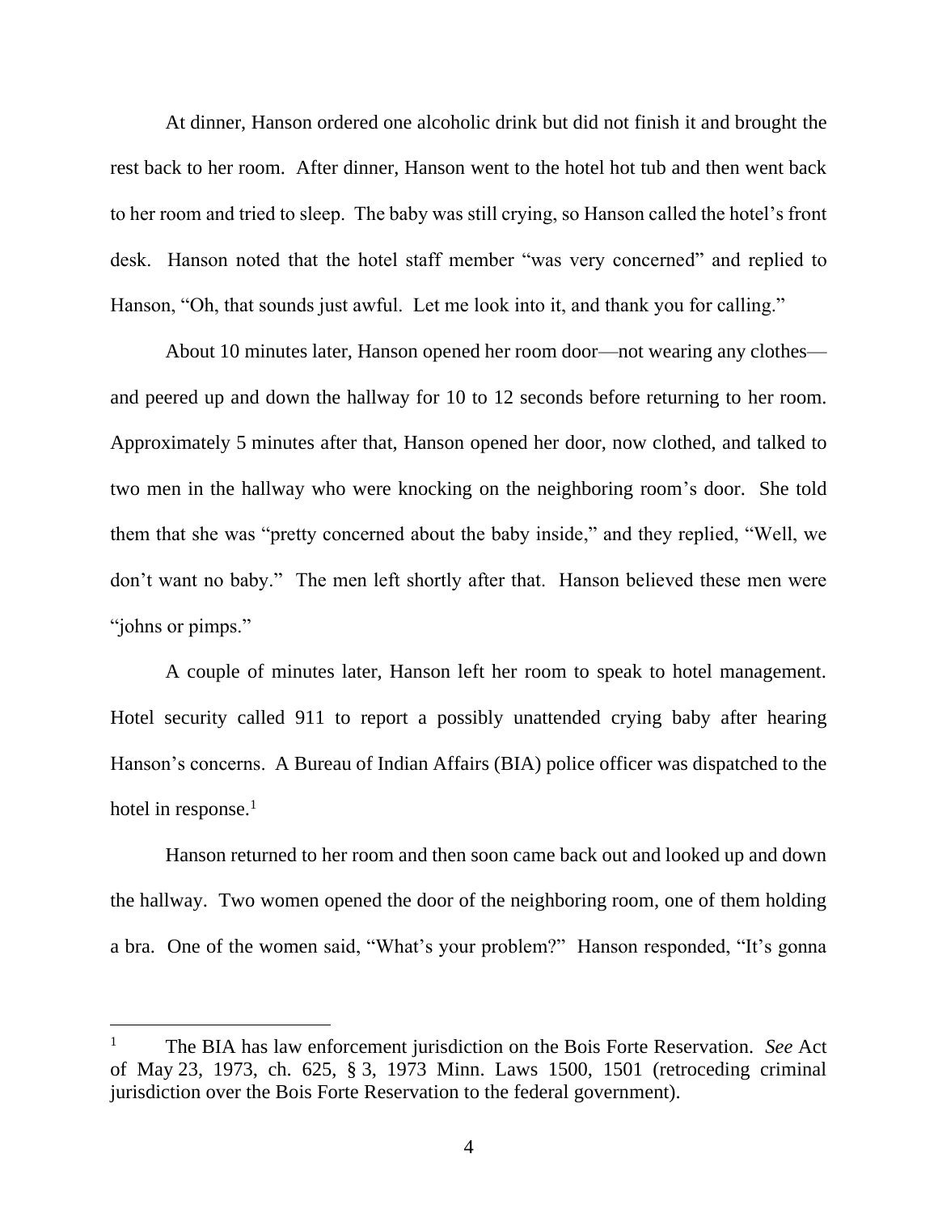At dinner, Hanson ordered one alcoholic drink but did not finish it and brought the rest back to her room. After dinner, Hanson went to the hotel hot tub and then went back to her room and tried to sleep. The baby was still crying, so Hanson called the hotel's front desk. Hanson noted that the hotel staff member "was very concerned" and replied to Hanson, "Oh, that sounds just awful. Let me look into it, and thank you for calling."

About 10 minutes later, Hanson opened her room door—not wearing any clothes—and peered up and down the hallway for 10 to 12 seconds before returning to her room. Approximately 5 minutes after that, Hanson opened her door, now clothed, and talked to two men in the hallway who were knocking on the neighboring room's door. She told them that she was "pretty concerned about the baby inside," and they replied, "Well, we don't want no baby." The men left shortly after that. Hanson believed these men were "johns or pimps."

A couple of minutes later, Hanson left her room to speak to hotel management. Hotel security called 911 to report a possibly unattended crying baby after hearing Hanson's concerns. A Bureau of Indian Affairs (BIA) police officer was dispatched to the hotel in response.[1]

Hanson returned to her room and then soon came back out and looked up and down the hallway. Two women opened the door of the neighboring room, one of them holding a bra. One of the women said, "What's your problem?" Hanson responded, "It's gonna

---

[1] The BIA has law enforcement jurisdiction on the Bois Forte Reservation. *See* Act of May 23, 1973, ch. 625, § 3, 1973 Minn. Laws 1500, 1501 (retroceding criminal jurisdiction over the Bois Forte Reservation to the federal government).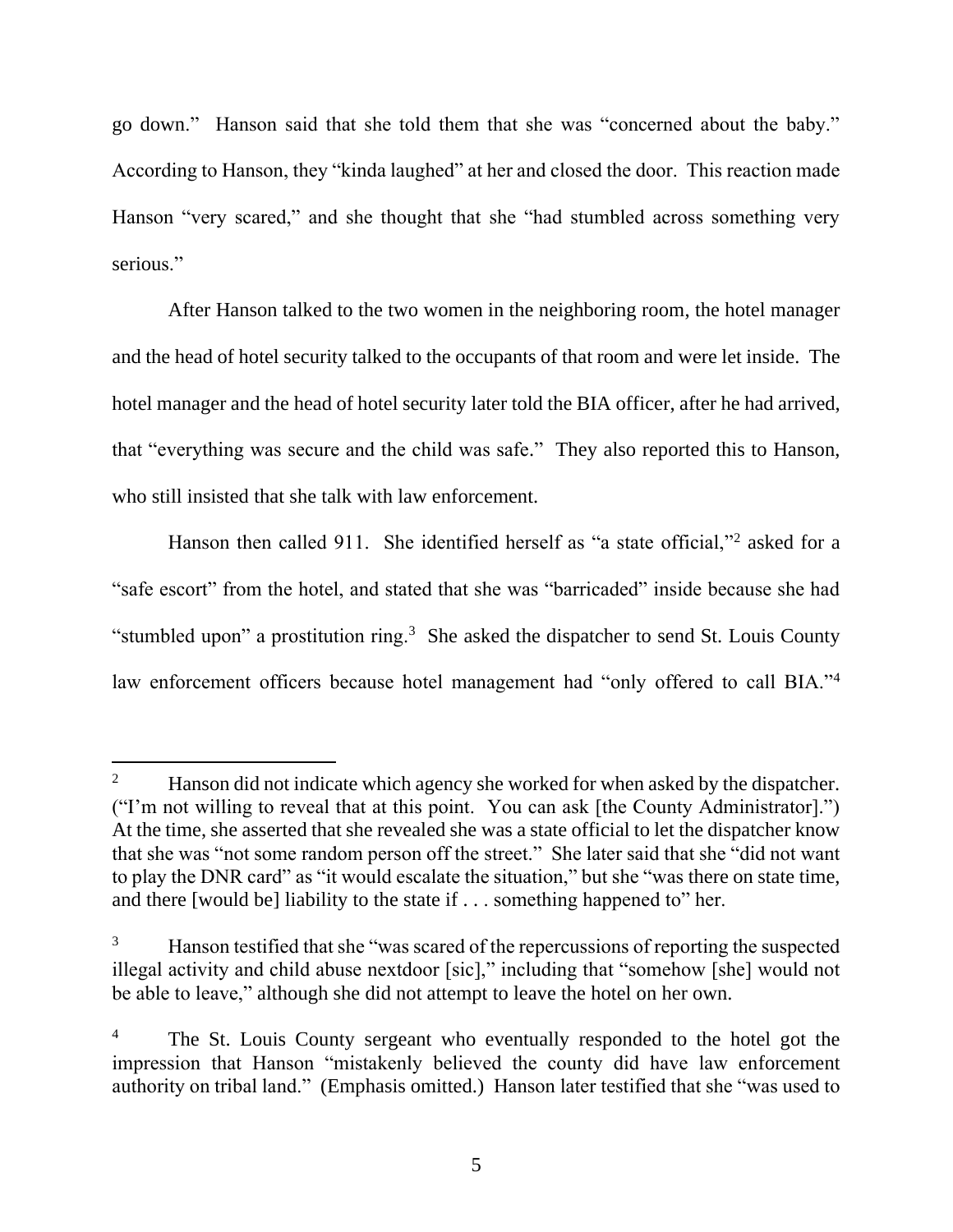go down." Hanson said that she told them that she was "concerned about the baby." According to Hanson, they "kinda laughed" at her and closed the door. This reaction made Hanson "very scared," and she thought that she "had stumbled across something very serious."

After Hanson talked to the two women in the neighboring room, the hotel manager and the head of hotel security talked to the occupants of that room and were let inside. The hotel manager and the head of hotel security later told the BIA officer, after he had arrived, that "everything was secure and the child was safe." They also reported this to Hanson, who still insisted that she talk with law enforcement.

Hanson then called 911. She identified herself as "a state official,"[2] asked for a "safe escort" from the hotel, and stated that she was "barricaded" inside because she had "stumbled upon" a prostitution ring.[3] She asked the dispatcher to send St. Louis County law enforcement officers because hotel management had "only offered to call BIA."[4]

---

[2] Hanson did not indicate which agency she worked for when asked by the dispatcher. ("I'm not willing to reveal that at this point. You can ask [the County Administrator].") At the time, she asserted that she revealed she was a state official to let the dispatcher know that she was "not some random person off the street." She later said that she "did not want to play the DNR card" as "it would escalate the situation," but she "was there on state time, and there [would be] liability to the state if . . . something happened to" her.

[3] Hanson testified that she "was scared of the repercussions of reporting the suspected illegal activity and child abuse nextdoor [sic]," including that "somehow [she] would not be able to leave," although she did not attempt to leave the hotel on her own.

[4] The St. Louis County sergeant who eventually responded to the hotel got the impression that Hanson "mistakenly believed the county did have law enforcement authority on tribal land." (Emphasis omitted.) Hanson later testified that she "was used to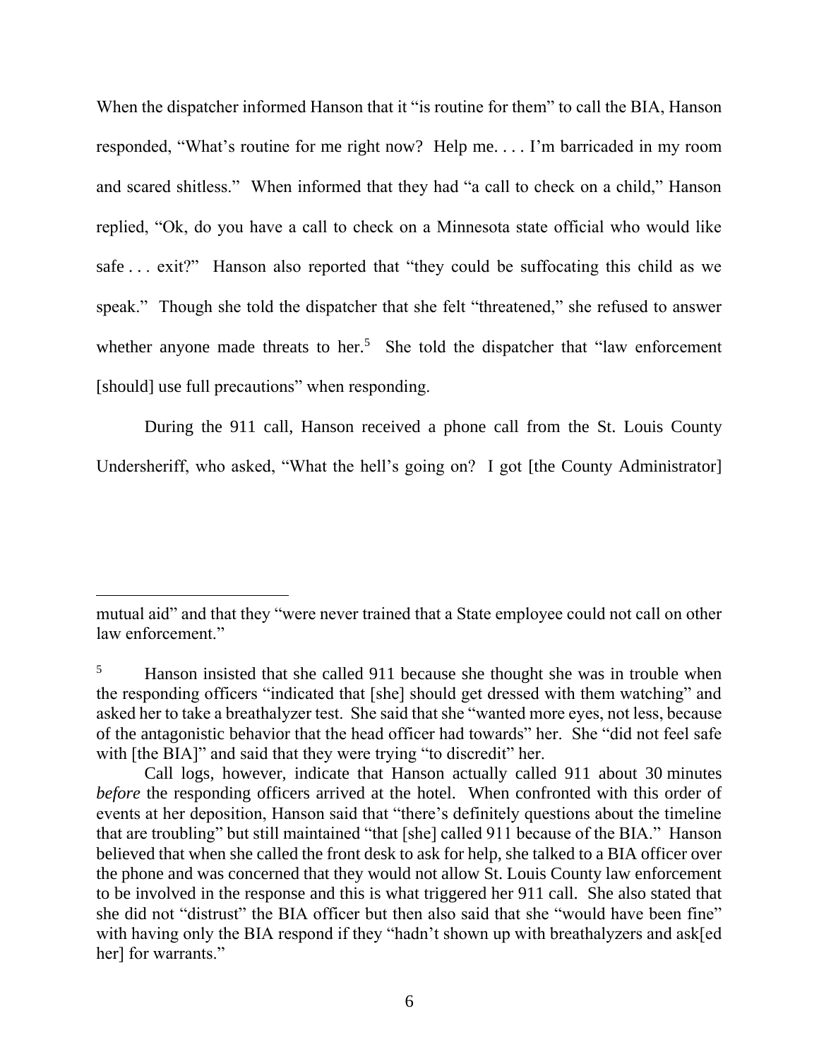When the dispatcher informed Hanson that it "is routine for them" to call the BIA, Hanson responded, "What's routine for me right now? Help me. . . . I'm barricaded in my room and scared shitless." When informed that they had "a call to check on a child," Hanson replied, "Ok, do you have a call to check on a Minnesota state official who would like safe . . . exit?" Hanson also reported that "they could be suffocating this child as we speak." Though she told the dispatcher that she felt "threatened," she refused to answer whether anyone made threats to her.[5] She told the dispatcher that "law enforcement [should] use full precautions" when responding.

During the 911 call, Hanson received a phone call from the St. Louis County Undersheriff, who asked, "What the hell's going on? I got [the County Administrator]

---

mutual aid" and that they "were never trained that a State employee could not call on other law enforcement."

[5] Hanson insisted that she called 911 because she thought she was in trouble when the responding officers "indicated that [she] should get dressed with them watching" and asked her to take a breathalyzer test. She said that she "wanted more eyes, not less, because of the antagonistic behavior that the head officer had towards" her. She "did not feel safe with [the BIA]" and said that they were trying "to discredit" her.

Call logs, however, indicate that Hanson actually called 911 about 30 minutes *before* the responding officers arrived at the hotel. When confronted with this order of events at her deposition, Hanson said that "there's definitely questions about the timeline that are troubling" but still maintained "that [she] called 911 because of the BIA." Hanson believed that when she called the front desk to ask for help, she talked to a BIA officer over the phone and was concerned that they would not allow St. Louis County law enforcement to be involved in the response and this is what triggered her 911 call. She also stated that she did not "distrust" the BIA officer but then also said that she "would have been fine" with having only the BIA respond if they "hadn't shown up with breathalyzers and ask[ed her] for warrants."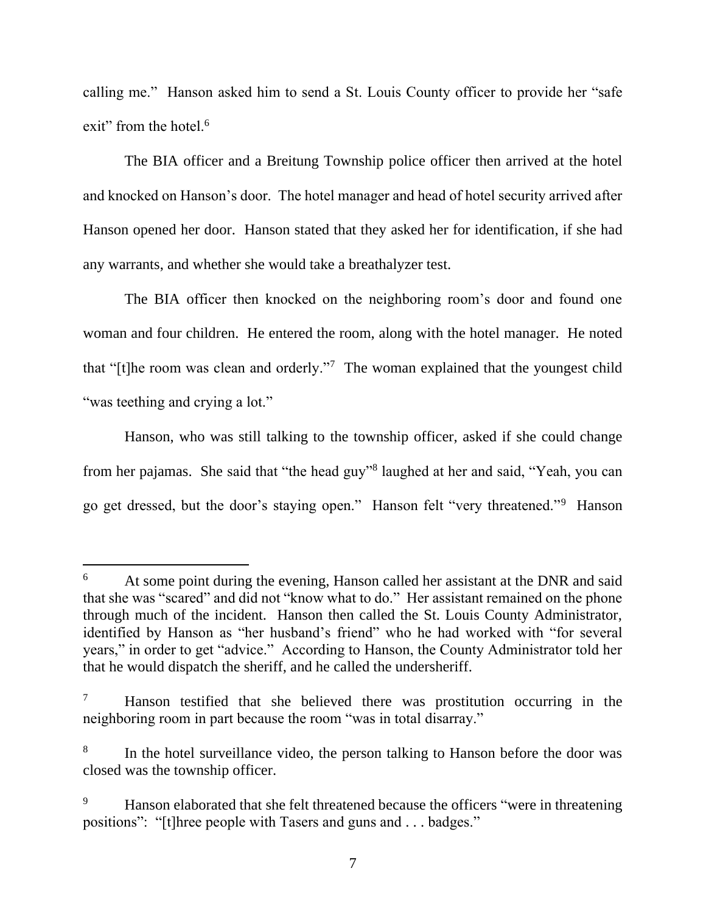calling me." Hanson asked him to send a St. Louis County officer to provide her "safe exit" from the hotel.[6]

The BIA officer and a Breitung Township police officer then arrived at the hotel and knocked on Hanson's door. The hotel manager and head of hotel security arrived after Hanson opened her door. Hanson stated that they asked her for identification, if she had any warrants, and whether she would take a breathalyzer test.

The BIA officer then knocked on the neighboring room's door and found one woman and four children. He entered the room, along with the hotel manager. He noted that "[t]he room was clean and orderly."[7] The woman explained that the youngest child "was teething and crying a lot."

Hanson, who was still talking to the township officer, asked if she could change from her pajamas. She said that "the head guy"[8] laughed at her and said, "Yeah, you can go get dressed, but the door's staying open." Hanson felt "very threatened."[9] Hanson

---

[6] At some point during the evening, Hanson called her assistant at the DNR and said that she was "scared" and did not "know what to do." Her assistant remained on the phone through much of the incident. Hanson then called the St. Louis County Administrator, identified by Hanson as "her husband's friend" who he had worked with "for several years," in order to get "advice." According to Hanson, the County Administrator told her that he would dispatch the sheriff, and he called the undersheriff.

[7] Hanson testified that she believed there was prostitution occurring in the neighboring room in part because the room "was in total disarray."

[8] In the hotel surveillance video, the person talking to Hanson before the door was closed was the township officer.

[9] Hanson elaborated that she felt threatened because the officers "were in threatening positions": "[t]hree people with Tasers and guns and . . . badges."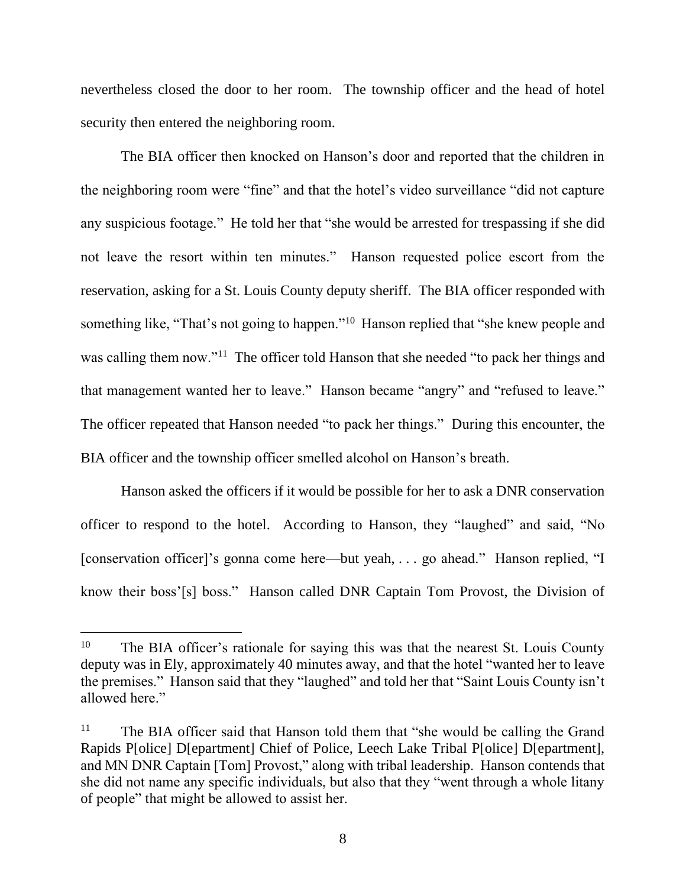nevertheless closed the door to her room. The township officer and the head of hotel security then entered the neighboring room.

The BIA officer then knocked on Hanson's door and reported that the children in the neighboring room were "fine" and that the hotel's video surveillance "did not capture any suspicious footage." He told her that "she would be arrested for trespassing if she did not leave the resort within ten minutes." Hanson requested police escort from the reservation, asking for a St. Louis County deputy sheriff. The BIA officer responded with something like, "That's not going to happen."[10] Hanson replied that "she knew people and was calling them now."[11] The officer told Hanson that she needed "to pack her things and that management wanted her to leave." Hanson became "angry" and "refused to leave." The officer repeated that Hanson needed "to pack her things." During this encounter, the BIA officer and the township officer smelled alcohol on Hanson's breath.

Hanson asked the officers if it would be possible for her to ask a DNR conservation officer to respond to the hotel. According to Hanson, they "laughed" and said, "No [conservation officer]'s gonna come here—but yeah, . . . go ahead." Hanson replied, "I know their boss'[s] boss." Hanson called DNR Captain Tom Provost, the Division of

---

[10] The BIA officer's rationale for saying this was that the nearest St. Louis County deputy was in Ely, approximately 40 minutes away, and that the hotel "wanted her to leave the premises." Hanson said that they "laughed" and told her that "Saint Louis County isn't allowed here."

[11] The BIA officer said that Hanson told them that "she would be calling the Grand Rapids P[olice] D[epartment] Chief of Police, Leech Lake Tribal P[olice] D[epartment], and MN DNR Captain [Tom] Provost," along with tribal leadership. Hanson contends that she did not name any specific individuals, but also that they "went through a whole litany of people" that might be allowed to assist her.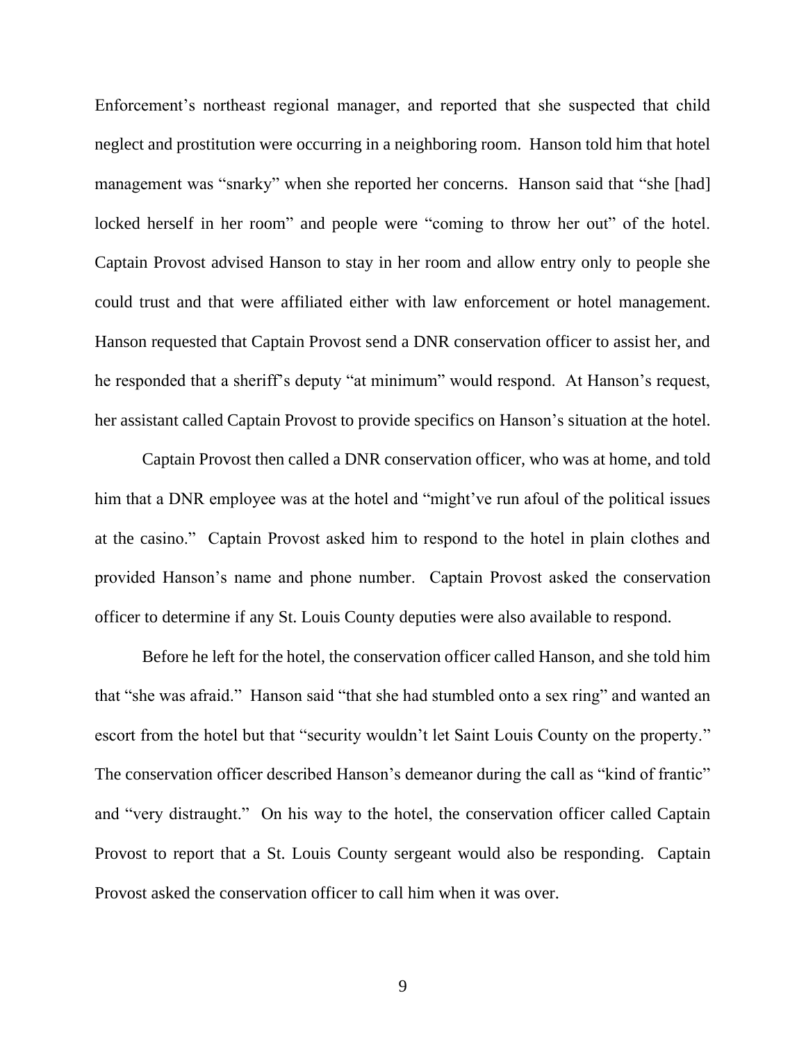Enforcement's northeast regional manager, and reported that she suspected that child neglect and prostitution were occurring in a neighboring room. Hanson told him that hotel management was "snarky" when she reported her concerns. Hanson said that "she [had] locked herself in her room" and people were "coming to throw her out" of the hotel. Captain Provost advised Hanson to stay in her room and allow entry only to people she could trust and that were affiliated either with law enforcement or hotel management. Hanson requested that Captain Provost send a DNR conservation officer to assist her, and he responded that a sheriff's deputy "at minimum" would respond. At Hanson's request, her assistant called Captain Provost to provide specifics on Hanson's situation at the hotel.

Captain Provost then called a DNR conservation officer, who was at home, and told him that a DNR employee was at the hotel and "might've run afoul of the political issues at the casino." Captain Provost asked him to respond to the hotel in plain clothes and provided Hanson's name and phone number. Captain Provost asked the conservation officer to determine if any St. Louis County deputies were also available to respond.

Before he left for the hotel, the conservation officer called Hanson, and she told him that "she was afraid." Hanson said "that she had stumbled onto a sex ring" and wanted an escort from the hotel but that "security wouldn't let Saint Louis County on the property." The conservation officer described Hanson's demeanor during the call as "kind of frantic" and "very distraught." On his way to the hotel, the conservation officer called Captain Provost to report that a St. Louis County sergeant would also be responding. Captain Provost asked the conservation officer to call him when it was over.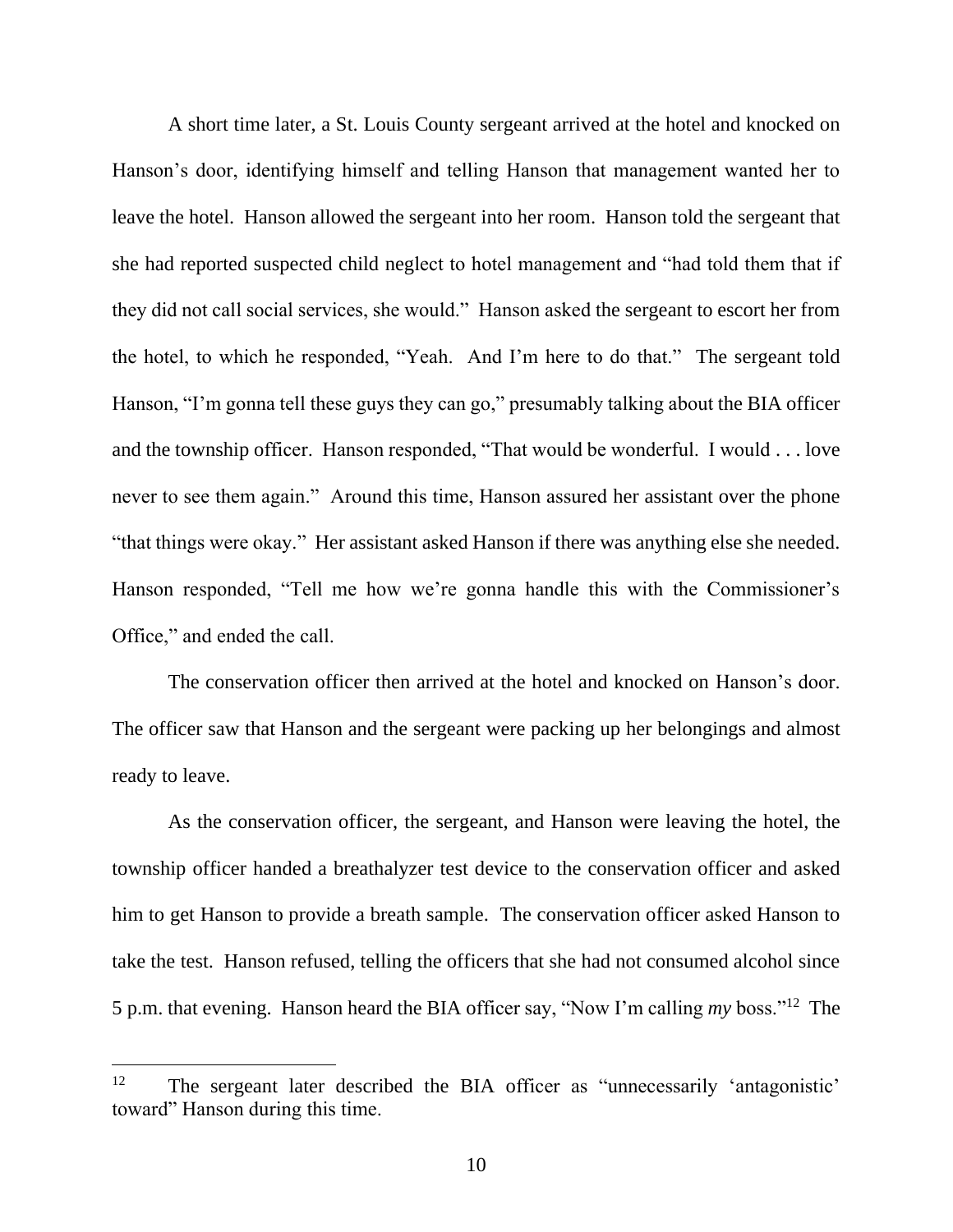A short time later, a St. Louis County sergeant arrived at the hotel and knocked on Hanson's door, identifying himself and telling Hanson that management wanted her to leave the hotel. Hanson allowed the sergeant into her room. Hanson told the sergeant that she had reported suspected child neglect to hotel management and "had told them that if they did not call social services, she would." Hanson asked the sergeant to escort her from the hotel, to which he responded, "Yeah. And I'm here to do that." The sergeant told Hanson, "I'm gonna tell these guys they can go," presumably talking about the BIA officer and the township officer. Hanson responded, "That would be wonderful. I would . . . love never to see them again." Around this time, Hanson assured her assistant over the phone "that things were okay." Her assistant asked Hanson if there was anything else she needed. Hanson responded, "Tell me how we're gonna handle this with the Commissioner's Office," and ended the call.

The conservation officer then arrived at the hotel and knocked on Hanson's door. The officer saw that Hanson and the sergeant were packing up her belongings and almost ready to leave.

As the conservation officer, the sergeant, and Hanson were leaving the hotel, the township officer handed a breathalyzer test device to the conservation officer and asked him to get Hanson to provide a breath sample. The conservation officer asked Hanson to take the test. Hanson refused, telling the officers that she had not consumed alcohol since 5 p.m. that evening. Hanson heard the BIA officer say, "Now I'm calling *my* boss."[12] The

[12] The sergeant later described the BIA officer as "unnecessarily 'antagonistic' toward" Hanson during this time.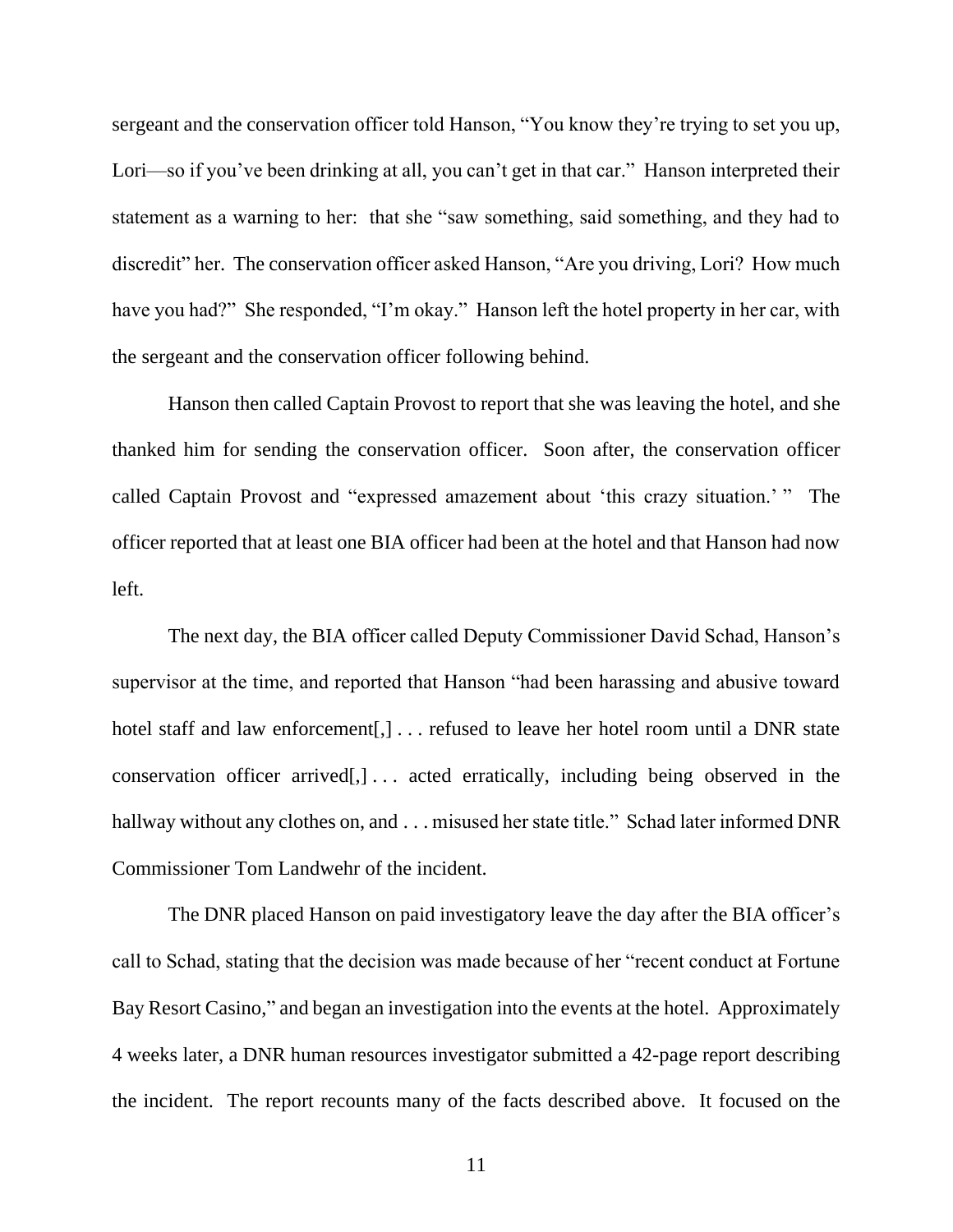sergeant and the conservation officer told Hanson, "You know they're trying to set you up, Lori—so if you've been drinking at all, you can't get in that car." Hanson interpreted their statement as a warning to her: that she "saw something, said something, and they had to discredit" her. The conservation officer asked Hanson, "Are you driving, Lori? How much have you had?" She responded, "I'm okay." Hanson left the hotel property in her car, with the sergeant and the conservation officer following behind.

Hanson then called Captain Provost to report that she was leaving the hotel, and she thanked him for sending the conservation officer. Soon after, the conservation officer called Captain Provost and "expressed amazement about 'this crazy situation.' " The officer reported that at least one BIA officer had been at the hotel and that Hanson had now left.

The next day, the BIA officer called Deputy Commissioner David Schad, Hanson's supervisor at the time, and reported that Hanson "had been harassing and abusive toward hotel staff and law enforcement[,] . . . refused to leave her hotel room until a DNR state conservation officer arrived[,] . . . acted erratically, including being observed in the hallway without any clothes on, and . . . misused her state title." Schad later informed DNR Commissioner Tom Landwehr of the incident.

The DNR placed Hanson on paid investigatory leave the day after the BIA officer's call to Schad, stating that the decision was made because of her "recent conduct at Fortune Bay Resort Casino," and began an investigation into the events at the hotel. Approximately 4 weeks later, a DNR human resources investigator submitted a 42-page report describing the incident. The report recounts many of the facts described above. It focused on the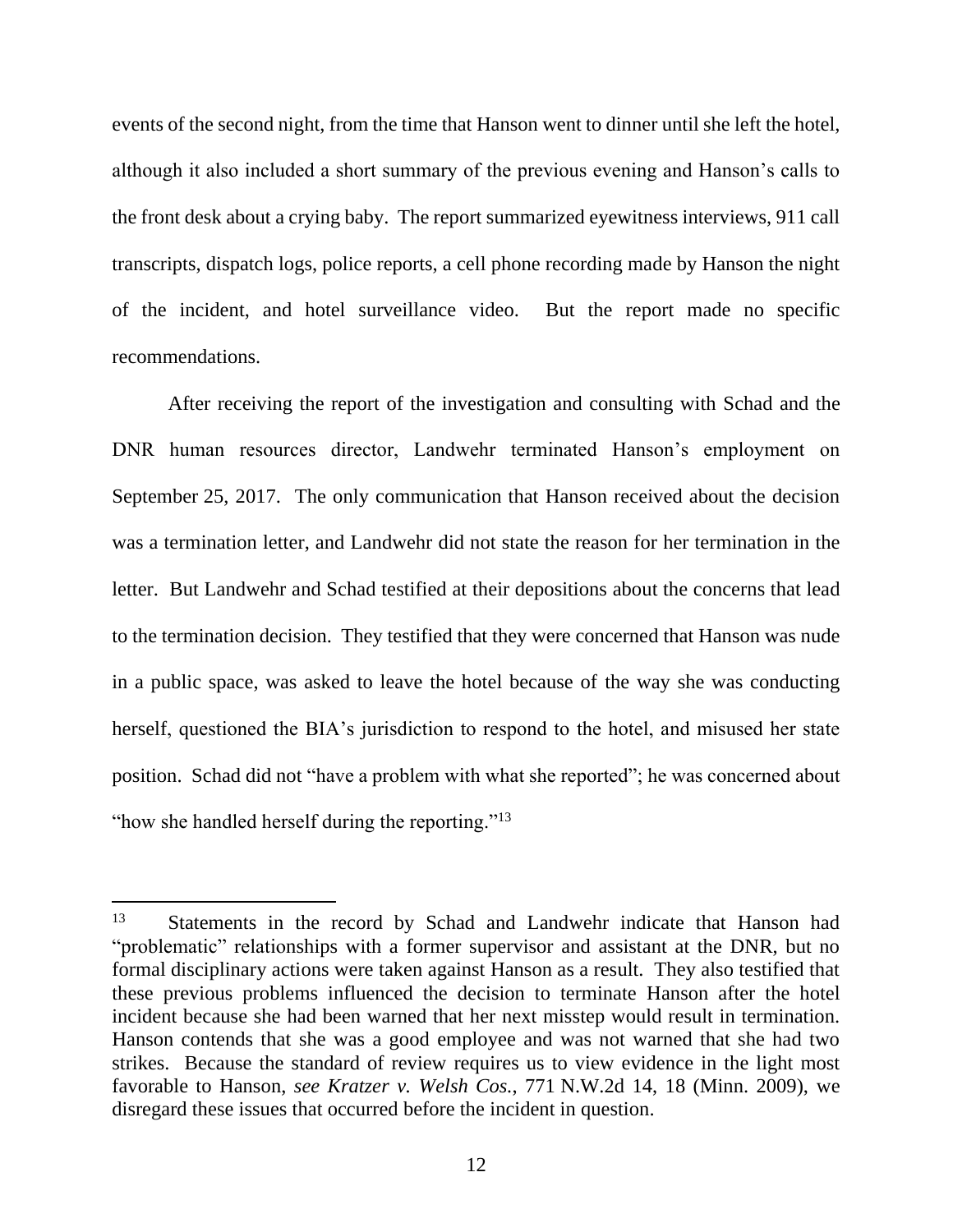events of the second night, from the time that Hanson went to dinner until she left the hotel, although it also included a short summary of the previous evening and Hanson's calls to the front desk about a crying baby. The report summarized eyewitness interviews, 911 call transcripts, dispatch logs, police reports, a cell phone recording made by Hanson the night of the incident, and hotel surveillance video. But the report made no specific recommendations.

After receiving the report of the investigation and consulting with Schad and the DNR human resources director, Landwehr terminated Hanson's employment on September 25, 2017. The only communication that Hanson received about the decision was a termination letter, and Landwehr did not state the reason for her termination in the letter. But Landwehr and Schad testified at their depositions about the concerns that lead to the termination decision. They testified that they were concerned that Hanson was nude in a public space, was asked to leave the hotel because of the way she was conducting herself, questioned the BIA's jurisdiction to respond to the hotel, and misused her state position. Schad did not "have a problem with what she reported"; he was concerned about "how she handled herself during the reporting."[13]

---

[13] Statements in the record by Schad and Landwehr indicate that Hanson had "problematic" relationships with a former supervisor and assistant at the DNR, but no formal disciplinary actions were taken against Hanson as a result. They also testified that these previous problems influenced the decision to terminate Hanson after the hotel incident because she had been warned that her next misstep would result in termination. Hanson contends that she was a good employee and was not warned that she had two strikes. Because the standard of review requires us to view evidence in the light most favorable to Hanson, *see Kratzer v. Welsh Cos.*, 771 N.W.2d 14, 18 (Minn. 2009), we disregard these issues that occurred before the incident in question.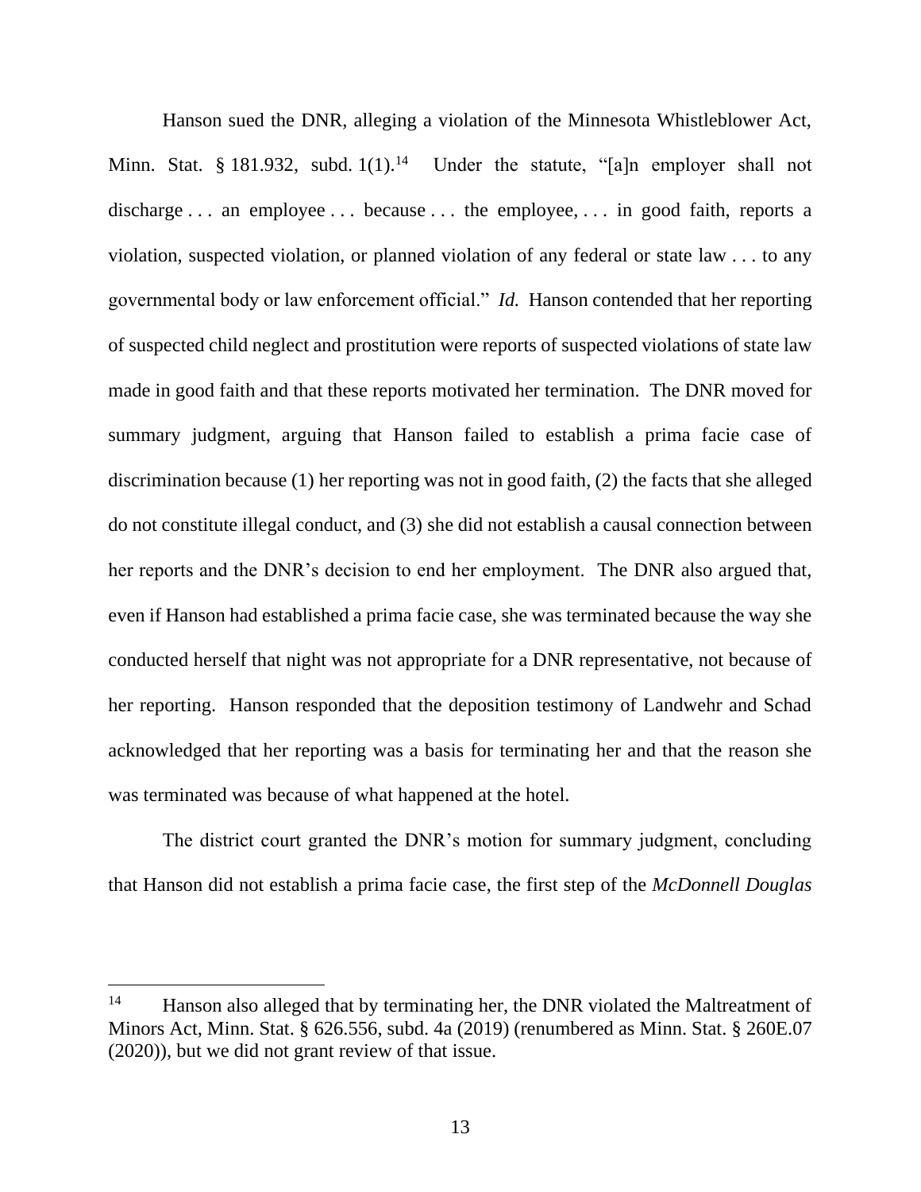Hanson sued the DNR, alleging a violation of the Minnesota Whistleblower Act, Minn. Stat. § 181.932, subd. 1(1).[14] Under the statute, "[a]n employer shall not discharge . . . an employee . . . because . . . the employee, . . . in good faith, reports a violation, suspected violation, or planned violation of any federal or state law . . . to any governmental body or law enforcement official." *Id.* Hanson contended that her reporting of suspected child neglect and prostitution were reports of suspected violations of state law made in good faith and that these reports motivated her termination. The DNR moved for summary judgment, arguing that Hanson failed to establish a prima facie case of discrimination because (1) her reporting was not in good faith, (2) the facts that she alleged do not constitute illegal conduct, and (3) she did not establish a causal connection between her reports and the DNR's decision to end her employment. The DNR also argued that, even if Hanson had established a prima facie case, she was terminated because the way she conducted herself that night was not appropriate for a DNR representative, not because of her reporting. Hanson responded that the deposition testimony of Landwehr and Schad acknowledged that her reporting was a basis for terminating her and that the reason she was terminated was because of what happened at the hotel.

The district court granted the DNR's motion for summary judgment, concluding that Hanson did not establish a prima facie case, the first step of the *McDonnell Douglas*

---

[14] Hanson also alleged that by terminating her, the DNR violated the Maltreatment of Minors Act, Minn. Stat. § 626.556, subd. 4a (2019) (renumbered as Minn. Stat. § 260E.07 (2020)), but we did not grant review of that issue.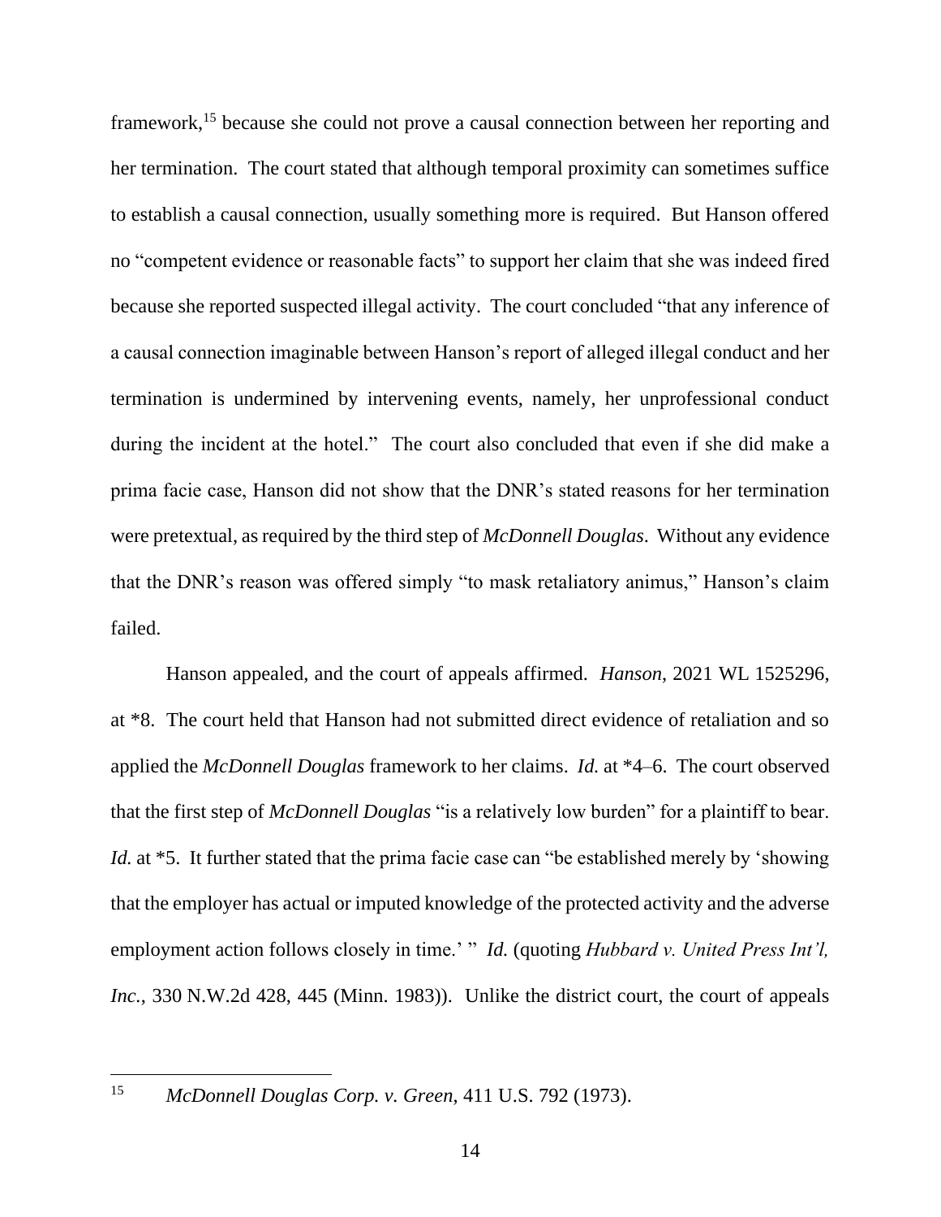framework,[15] because she could not prove a causal connection between her reporting and her termination. The court stated that although temporal proximity can sometimes suffice to establish a causal connection, usually something more is required. But Hanson offered no "competent evidence or reasonable facts" to support her claim that she was indeed fired because she reported suspected illegal activity. The court concluded "that any inference of a causal connection imaginable between Hanson's report of alleged illegal conduct and her termination is undermined by intervening events, namely, her unprofessional conduct during the incident at the hotel." The court also concluded that even if she did make a prima facie case, Hanson did not show that the DNR's stated reasons for her termination were pretextual, as required by the third step of *McDonnell Douglas*. Without any evidence that the DNR's reason was offered simply "to mask retaliatory animus," Hanson's claim failed.

Hanson appealed, and the court of appeals affirmed. *Hanson*, 2021 WL 1525296, at *8. The court held that Hanson had not submitted direct evidence of retaliation and so applied the *McDonnell Douglas* framework to her claims. *Id.* at *4–6. The court observed that the first step of *McDonnell Douglas* "is a relatively low burden" for a plaintiff to bear. *Id.* at *5. It further stated that the prima facie case can "be established merely by 'showing that the employer has actual or imputed knowledge of the protected activity and the adverse employment action follows closely in time.' " *Id.* (quoting *Hubbard v. United Press Int'l, Inc.*, 330 N.W.2d 428, 445 (Minn. 1983)). Unlike the district court, the court of appeals

---

[15] *McDonnell Douglas Corp. v. Green*, 411 U.S. 792 (1973).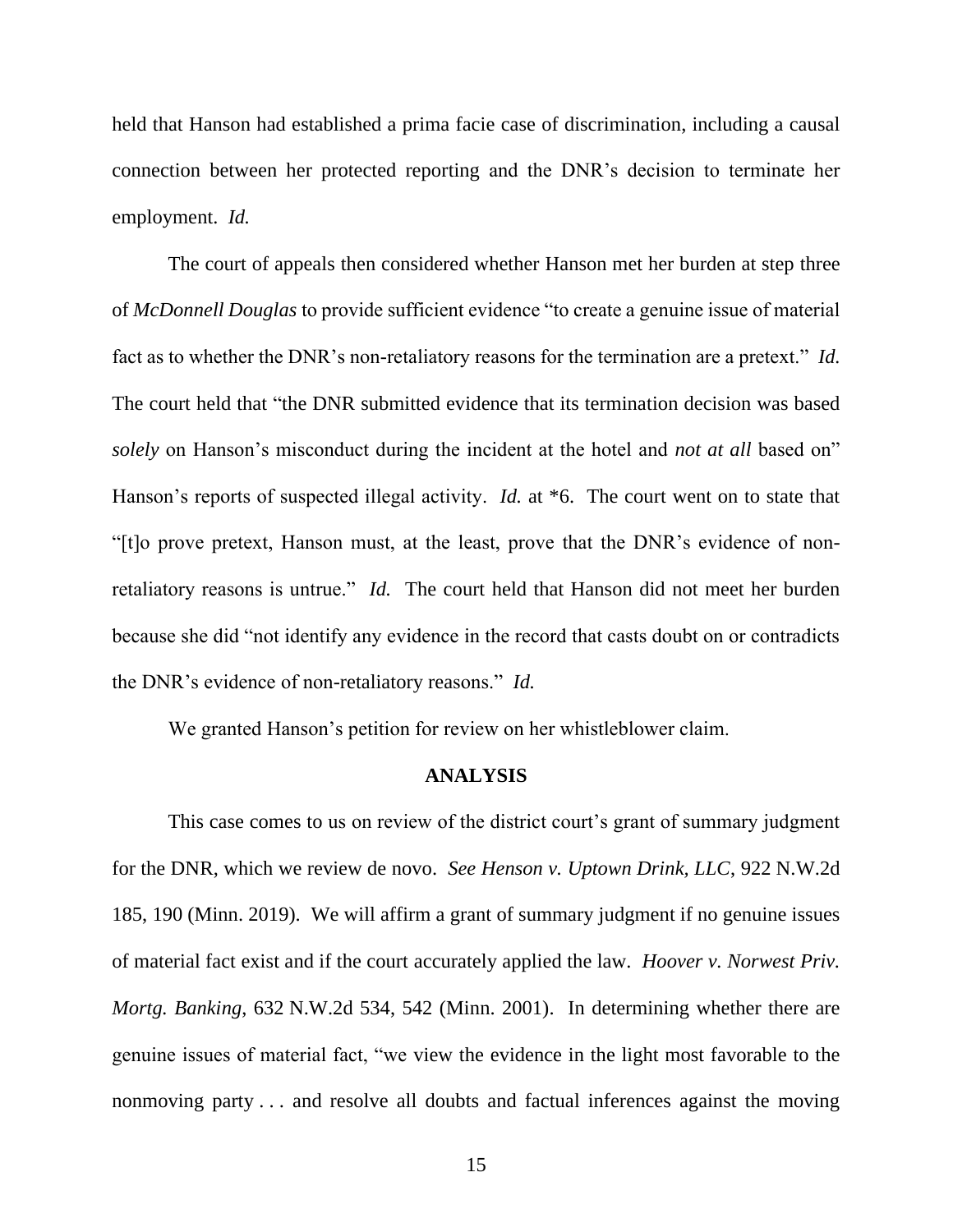held that Hanson had established a prima facie case of discrimination, including a causal connection between her protected reporting and the DNR's decision to terminate her employment. *Id.*

The court of appeals then considered whether Hanson met her burden at step three of *McDonnell Douglas* to provide sufficient evidence "to create a genuine issue of material fact as to whether the DNR's non-retaliatory reasons for the termination are a pretext." *Id.* The court held that "the DNR submitted evidence that its termination decision was based *solely* on Hanson's misconduct during the incident at the hotel and *not at all* based on" Hanson's reports of suspected illegal activity. *Id.* at *6. The court went on to state that "[t]o prove pretext, Hanson must, at the least, prove that the DNR's evidence of non-retaliatory reasons is untrue." *Id.* The court held that Hanson did not meet her burden because she did "not identify any evidence in the record that casts doubt on or contradicts the DNR's evidence of non-retaliatory reasons." *Id.*

We granted Hanson's petition for review on her whistleblower claim.

## ANALYSIS

This case comes to us on review of the district court's grant of summary judgment for the DNR, which we review de novo. *See Henson v. Uptown Drink, LLC*, 922 N.W.2d 185, 190 (Minn. 2019). We will affirm a grant of summary judgment if no genuine issues of material fact exist and if the court accurately applied the law. *Hoover v. Norwest Priv. Mortg. Banking*, 632 N.W.2d 534, 542 (Minn. 2001). In determining whether there are genuine issues of material fact, "we view the evidence in the light most favorable to the nonmoving party . . . and resolve all doubts and factual inferences against the moving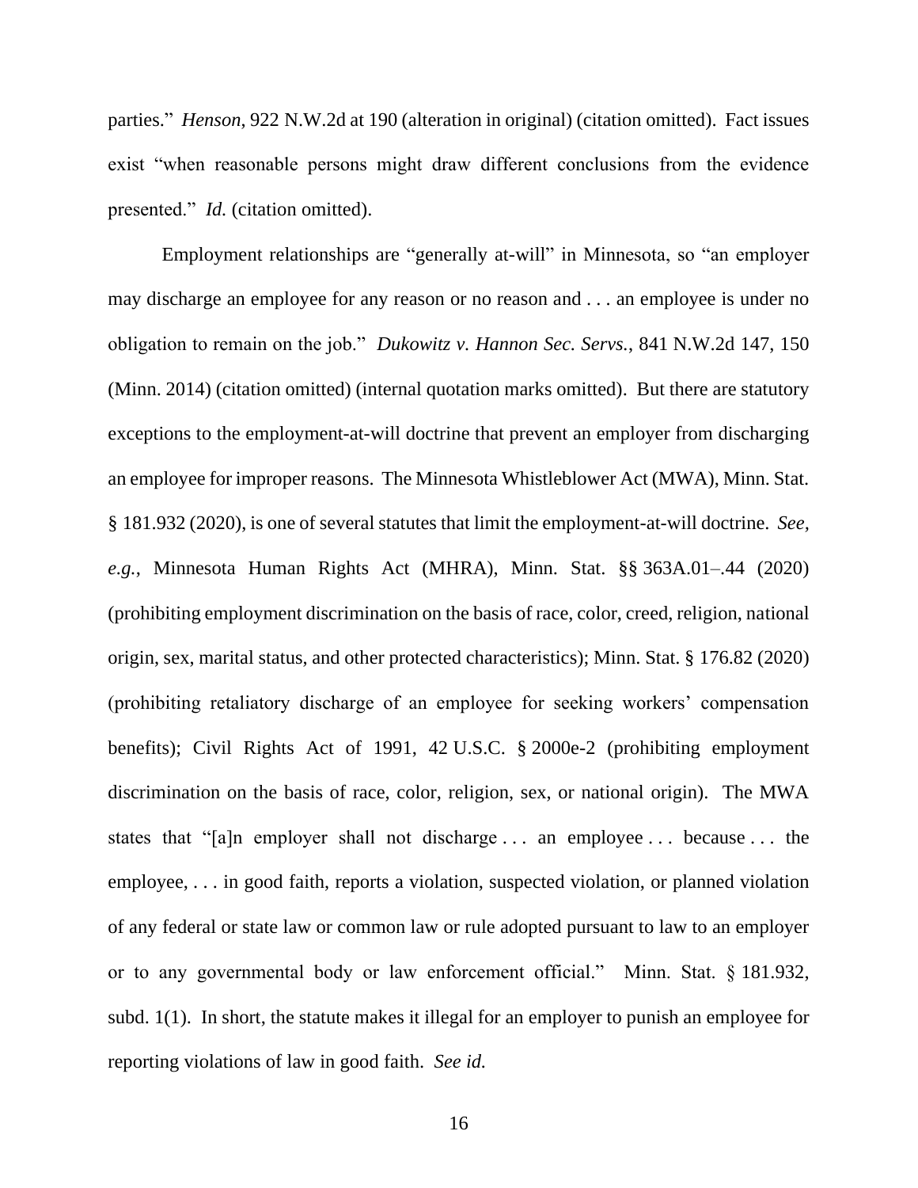parties." *Henson*, 922 N.W.2d at 190 (alteration in original) (citation omitted). Fact issues exist "when reasonable persons might draw different conclusions from the evidence presented." *Id.* (citation omitted).

Employment relationships are "generally at-will" in Minnesota, so "an employer may discharge an employee for any reason or no reason and . . . an employee is under no obligation to remain on the job." *Dukowitz v. Hannon Sec. Servs.*, 841 N.W.2d 147, 150 (Minn. 2014) (citation omitted) (internal quotation marks omitted). But there are statutory exceptions to the employment-at-will doctrine that prevent an employer from discharging an employee for improper reasons. The Minnesota Whistleblower Act (MWA), Minn. Stat. § 181.932 (2020), is one of several statutes that limit the employment-at-will doctrine. *See, e.g.*, Minnesota Human Rights Act (MHRA), Minn. Stat. §§ 363A.01–.44 (2020) (prohibiting employment discrimination on the basis of race, color, creed, religion, national origin, sex, marital status, and other protected characteristics); Minn. Stat. § 176.82 (2020) (prohibiting retaliatory discharge of an employee for seeking workers' compensation benefits); Civil Rights Act of 1991, 42 U.S.C. § 2000e-2 (prohibiting employment discrimination on the basis of race, color, religion, sex, or national origin). The MWA states that "[a]n employer shall not discharge . . . an employee . . . because . . . the employee, . . . in good faith, reports a violation, suspected violation, or planned violation of any federal or state law or common law or rule adopted pursuant to law to an employer or to any governmental body or law enforcement official." Minn. Stat. § 181.932, subd. 1(1). In short, the statute makes it illegal for an employer to punish an employee for reporting violations of law in good faith. *See id.*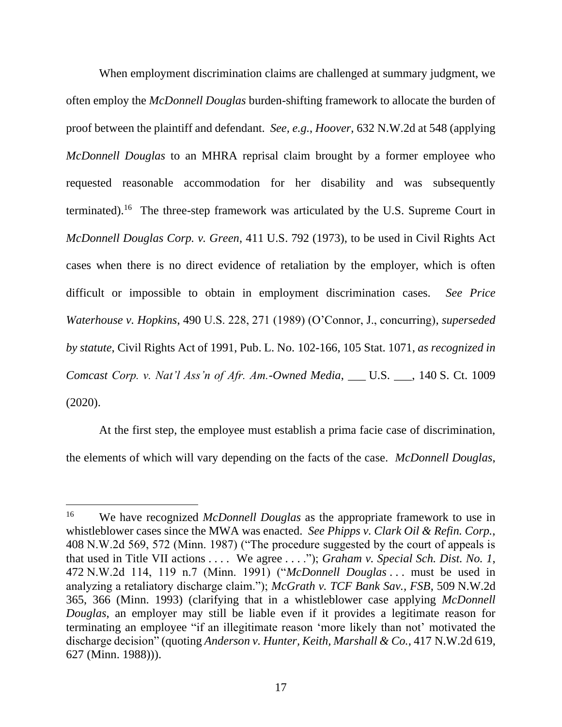When employment discrimination claims are challenged at summary judgment, we often employ the *McDonnell Douglas* burden-shifting framework to allocate the burden of proof between the plaintiff and defendant. *See, e.g.*, *Hoover*, 632 N.W.2d at 548 (applying *McDonnell Douglas* to an MHRA reprisal claim brought by a former employee who requested reasonable accommodation for her disability and was subsequently terminated).[16] The three-step framework was articulated by the U.S. Supreme Court in *McDonnell Douglas Corp. v. Green*, 411 U.S. 792 (1973), to be used in Civil Rights Act cases when there is no direct evidence of retaliation by the employer, which is often difficult or impossible to obtain in employment discrimination cases. *See Price Waterhouse v. Hopkins*, 490 U.S. 228, 271 (1989) (O'Connor, J., concurring), *superseded by statute*, Civil Rights Act of 1991, Pub. L. No. 102-166, 105 Stat. 1071, *as recognized in Comcast Corp. v. Nat'l Ass'n of Afr. Am.-Owned Media*, ___ U.S. ___, 140 S. Ct. 1009 (2020).

At the first step, the employee must establish a prima facie case of discrimination, the elements of which will vary depending on the facts of the case. *McDonnell Douglas*,

---

[16] We have recognized *McDonnell Douglas* as the appropriate framework to use in whistleblower cases since the MWA was enacted. *See Phipps v. Clark Oil & Refin. Corp.*, 408 N.W.2d 569, 572 (Minn. 1987) ("The procedure suggested by the court of appeals is that used in Title VII actions . . . . We agree . . . ."); *Graham v. Special Sch. Dist. No. 1*, 472 N.W.2d 114, 119 n.7 (Minn. 1991) ("*McDonnell Douglas* . . . must be used in analyzing a retaliatory discharge claim."); *McGrath v. TCF Bank Sav., FSB*, 509 N.W.2d 365, 366 (Minn. 1993) (clarifying that in a whistleblower case applying *McDonnell Douglas*, an employer may still be liable even if it provides a legitimate reason for terminating an employee "if an illegitimate reason 'more likely than not' motivated the discharge decision" (quoting *Anderson v. Hunter, Keith, Marshall & Co.*, 417 N.W.2d 619, 627 (Minn. 1988))).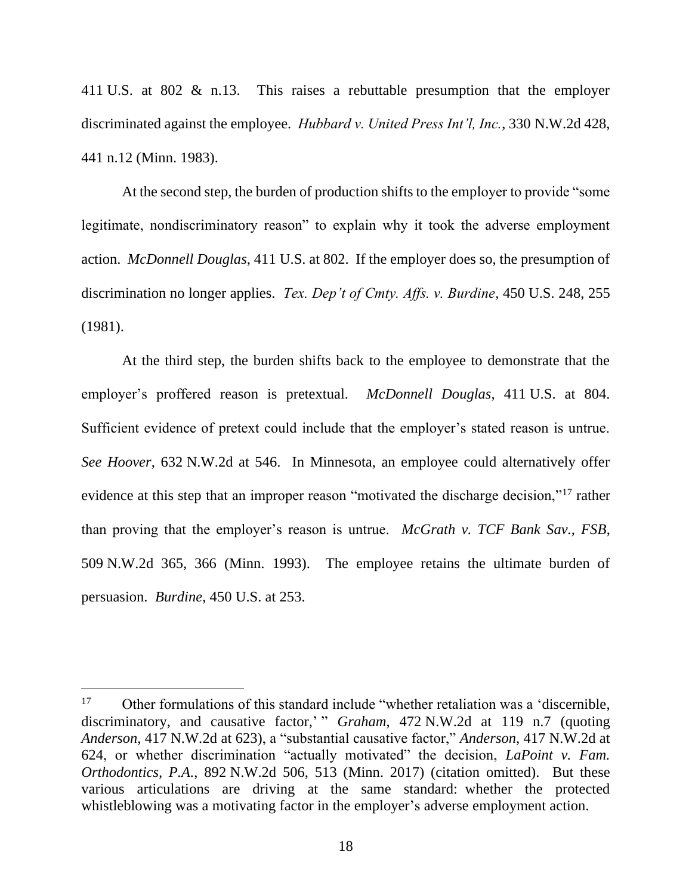411 U.S. at 802 & n.13. This raises a rebuttable presumption that the employer discriminated against the employee. *Hubbard v. United Press Int'l, Inc.*, 330 N.W.2d 428, 441 n.12 (Minn. 1983).

At the second step, the burden of production shifts to the employer to provide "some legitimate, nondiscriminatory reason" to explain why it took the adverse employment action. *McDonnell Douglas*, 411 U.S. at 802. If the employer does so, the presumption of discrimination no longer applies. *Tex. Dep't of Cmty. Affs. v. Burdine*, 450 U.S. 248, 255 (1981).

At the third step, the burden shifts back to the employee to demonstrate that the employer's proffered reason is pretextual. *McDonnell Douglas*, 411 U.S. at 804. Sufficient evidence of pretext could include that the employer's stated reason is untrue. *See Hoover*, 632 N.W.2d at 546. In Minnesota, an employee could alternatively offer evidence at this step that an improper reason "motivated the discharge decision,"[17] rather than proving that the employer's reason is untrue. *McGrath v. TCF Bank Sav., FSB*, 509 N.W.2d 365, 366 (Minn. 1993). The employee retains the ultimate burden of persuasion. *Burdine*, 450 U.S. at 253.

---

[17] Other formulations of this standard include "whether retaliation was a 'discernible, discriminatory, and causative factor,' " *Graham*, 472 N.W.2d at 119 n.7 (quoting *Anderson*, 417 N.W.2d at 623), a "substantial causative factor," *Anderson*, 417 N.W.2d at 624, or whether discrimination "actually motivated" the decision, *LaPoint v. Fam. Orthodontics, P.A.*, 892 N.W.2d 506, 513 (Minn. 2017) (citation omitted). But these various articulations are driving at the same standard: whether the protected whistleblowing was a motivating factor in the employer's adverse employment action.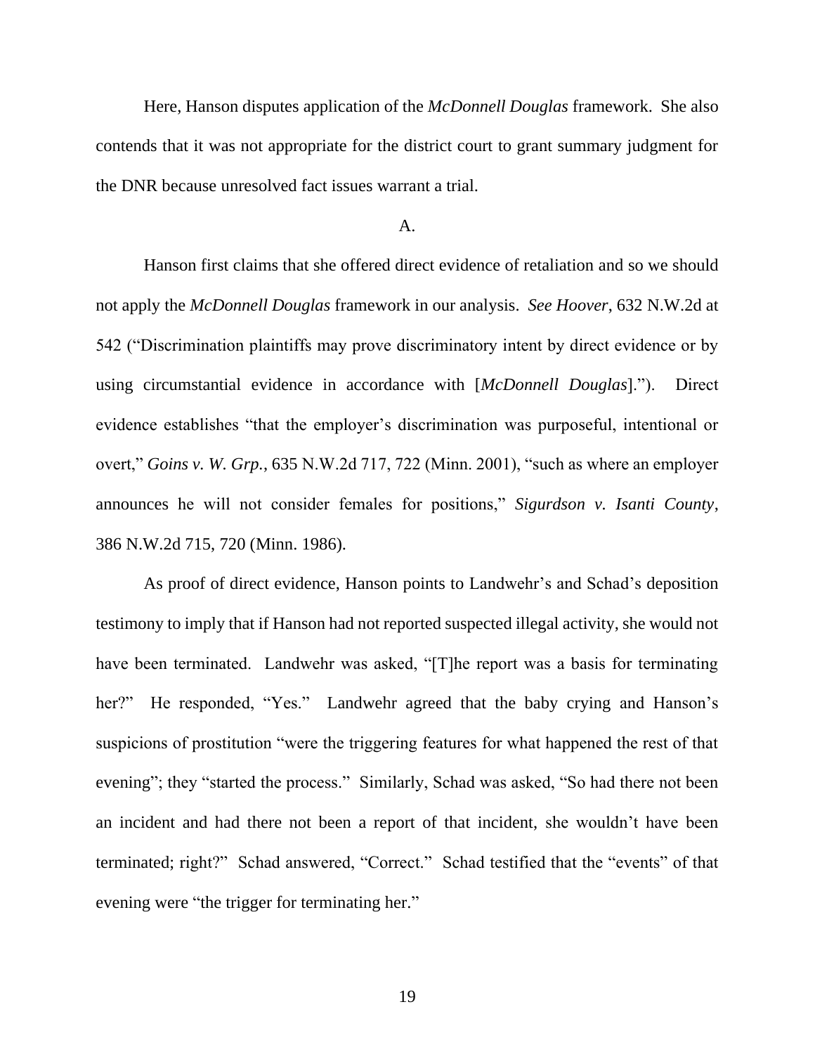Here, Hanson disputes application of the *McDonnell Douglas* framework. She also contends that it was not appropriate for the district court to grant summary judgment for the DNR because unresolved fact issues warrant a trial.

A.

Hanson first claims that she offered direct evidence of retaliation and so we should not apply the *McDonnell Douglas* framework in our analysis. *See Hoover*, 632 N.W.2d at 542 ("Discrimination plaintiffs may prove discriminatory intent by direct evidence or by using circumstantial evidence in accordance with [*McDonnell Douglas*]."). Direct evidence establishes "that the employer's discrimination was purposeful, intentional or overt," *Goins v. W. Grp.*, 635 N.W.2d 717, 722 (Minn. 2001), "such as where an employer announces he will not consider females for positions," *Sigurdson v. Isanti County*, 386 N.W.2d 715, 720 (Minn. 1986).

As proof of direct evidence, Hanson points to Landwehr's and Schad's deposition testimony to imply that if Hanson had not reported suspected illegal activity, she would not have been terminated. Landwehr was asked, "[T]he report was a basis for terminating her?" He responded, "Yes." Landwehr agreed that the baby crying and Hanson's suspicions of prostitution "were the triggering features for what happened the rest of that evening"; they "started the process." Similarly, Schad was asked, "So had there not been an incident and had there not been a report of that incident, she wouldn't have been terminated; right?" Schad answered, "Correct." Schad testified that the "events" of that evening were "the trigger for terminating her."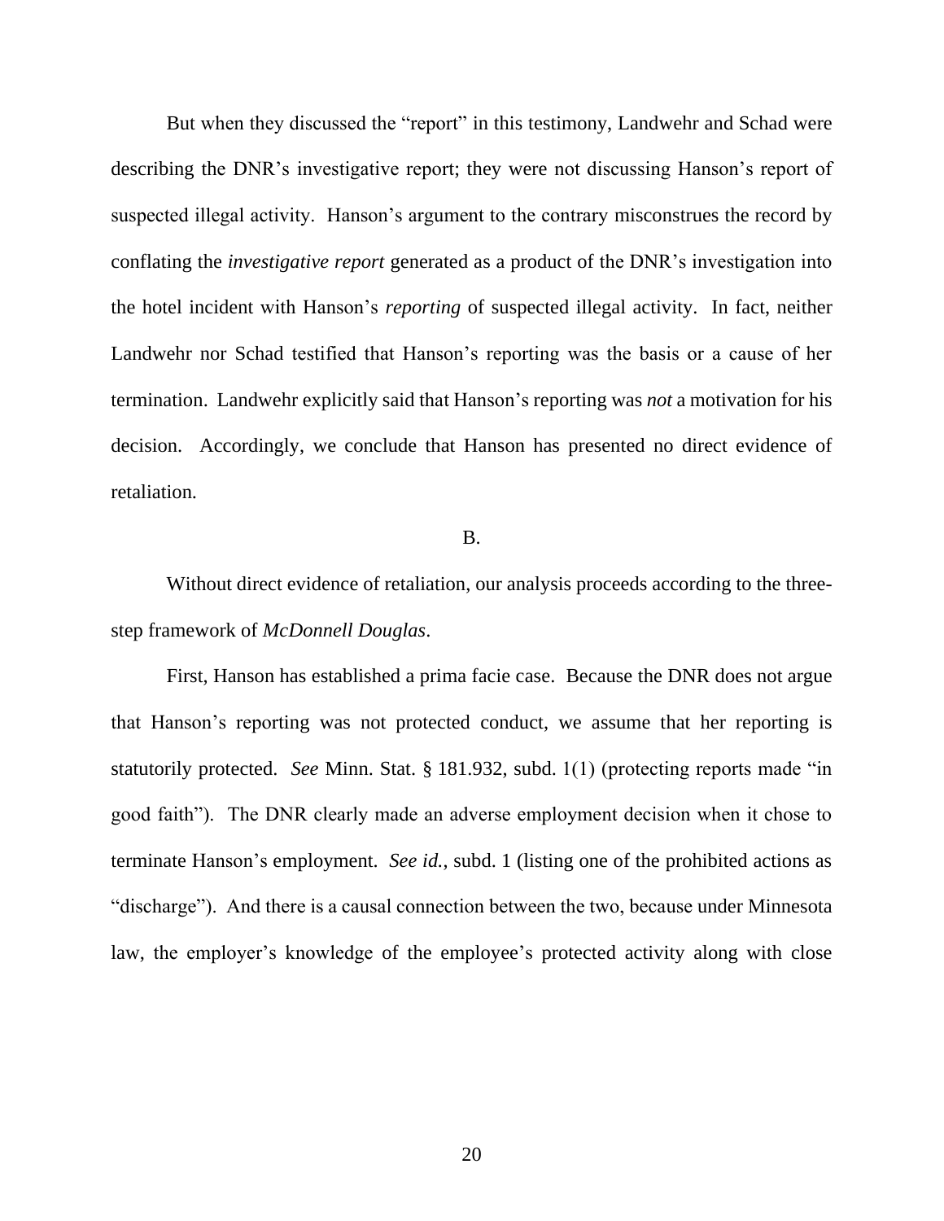But when they discussed the "report" in this testimony, Landwehr and Schad were describing the DNR's investigative report; they were not discussing Hanson's report of suspected illegal activity. Hanson's argument to the contrary misconstrues the record by conflating the *investigative report* generated as a product of the DNR's investigation into the hotel incident with Hanson's *reporting* of suspected illegal activity. In fact, neither Landwehr nor Schad testified that Hanson's reporting was the basis or a cause of her termination. Landwehr explicitly said that Hanson's reporting was *not* a motivation for his decision. Accordingly, we conclude that Hanson has presented no direct evidence of retaliation.

B.

Without direct evidence of retaliation, our analysis proceeds according to the three-step framework of *McDonnell Douglas*.

First, Hanson has established a prima facie case. Because the DNR does not argue that Hanson's reporting was not protected conduct, we assume that her reporting is statutorily protected. *See* Minn. Stat. § 181.932, subd. 1(1) (protecting reports made "in good faith"). The DNR clearly made an adverse employment decision when it chose to terminate Hanson's employment. *See id.*, subd. 1 (listing one of the prohibited actions as "discharge"). And there is a causal connection between the two, because under Minnesota law, the employer's knowledge of the employee's protected activity along with close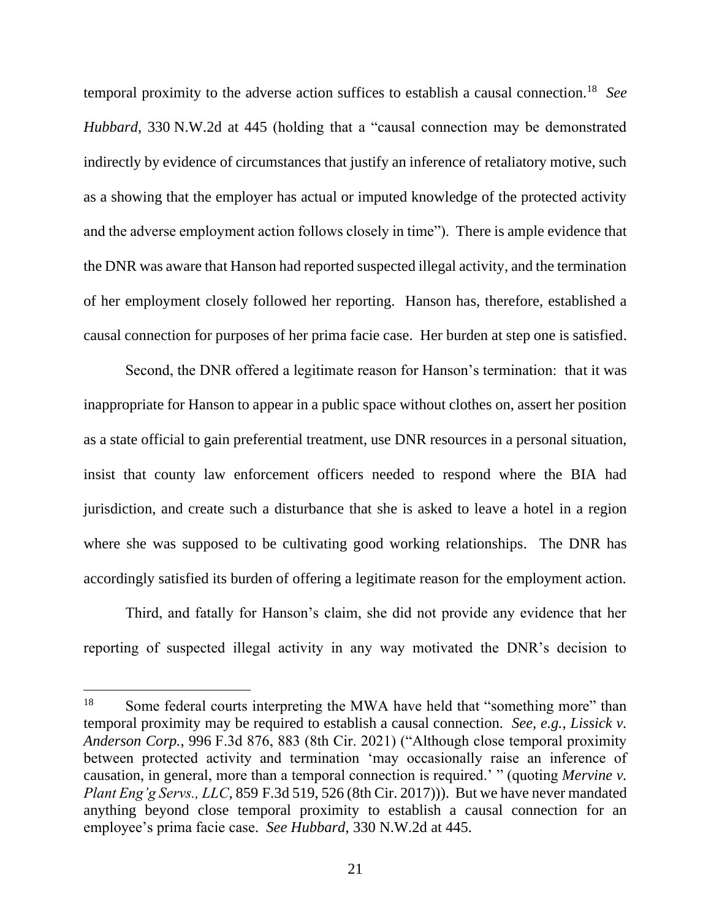temporal proximity to the adverse action suffices to establish a causal connection.[18] *See Hubbard*, 330 N.W.2d at 445 (holding that a "causal connection may be demonstrated indirectly by evidence of circumstances that justify an inference of retaliatory motive, such as a showing that the employer has actual or imputed knowledge of the protected activity and the adverse employment action follows closely in time"). There is ample evidence that the DNR was aware that Hanson had reported suspected illegal activity, and the termination of her employment closely followed her reporting. Hanson has, therefore, established a causal connection for purposes of her prima facie case. Her burden at step one is satisfied.

Second, the DNR offered a legitimate reason for Hanson's termination: that it was inappropriate for Hanson to appear in a public space without clothes on, assert her position as a state official to gain preferential treatment, use DNR resources in a personal situation, insist that county law enforcement officers needed to respond where the BIA had jurisdiction, and create such a disturbance that she is asked to leave a hotel in a region where she was supposed to be cultivating good working relationships. The DNR has accordingly satisfied its burden of offering a legitimate reason for the employment action.

Third, and fatally for Hanson's claim, she did not provide any evidence that her reporting of suspected illegal activity in any way motivated the DNR's decision to

---

[18] Some federal courts interpreting the MWA have held that "something more" than temporal proximity may be required to establish a causal connection. *See, e.g.*, *Lissick v. Anderson Corp.*, 996 F.3d 876, 883 (8th Cir. 2021) ("Although close temporal proximity between protected activity and termination 'may occasionally raise an inference of causation, in general, more than a temporal connection is required.' " (quoting *Mervine v. Plant Eng'g Servs., LLC*, 859 F.3d 519, 526 (8th Cir. 2017))). But we have never mandated anything beyond close temporal proximity to establish a causal connection for an employee's prima facie case. *See Hubbard*, 330 N.W.2d at 445.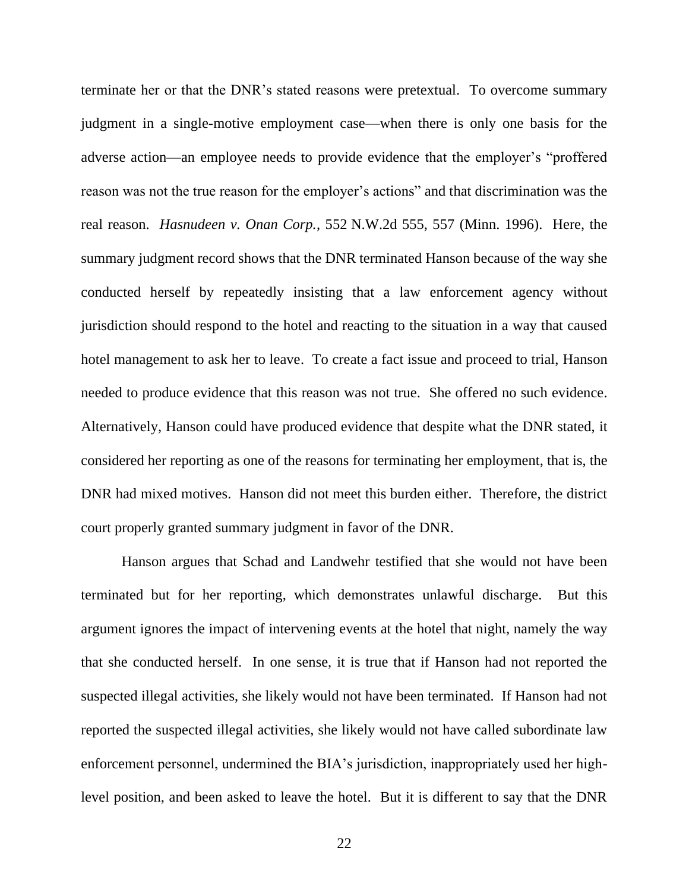terminate her or that the DNR's stated reasons were pretextual. To overcome summary judgment in a single-motive employment case—when there is only one basis for the adverse action—an employee needs to provide evidence that the employer's "proffered reason was not the true reason for the employer's actions" and that discrimination was the real reason. *Hasnudeen v. Onan Corp.*, 552 N.W.2d 555, 557 (Minn. 1996). Here, the summary judgment record shows that the DNR terminated Hanson because of the way she conducted herself by repeatedly insisting that a law enforcement agency without jurisdiction should respond to the hotel and reacting to the situation in a way that caused hotel management to ask her to leave. To create a fact issue and proceed to trial, Hanson needed to produce evidence that this reason was not true. She offered no such evidence. Alternatively, Hanson could have produced evidence that despite what the DNR stated, it considered her reporting as one of the reasons for terminating her employment, that is, the DNR had mixed motives. Hanson did not meet this burden either. Therefore, the district court properly granted summary judgment in favor of the DNR.

Hanson argues that Schad and Landwehr testified that she would not have been terminated but for her reporting, which demonstrates unlawful discharge. But this argument ignores the impact of intervening events at the hotel that night, namely the way that she conducted herself. In one sense, it is true that if Hanson had not reported the suspected illegal activities, she likely would not have been terminated. If Hanson had not reported the suspected illegal activities, she likely would not have called subordinate law enforcement personnel, undermined the BIA's jurisdiction, inappropriately used her high-level position, and been asked to leave the hotel. But it is different to say that the DNR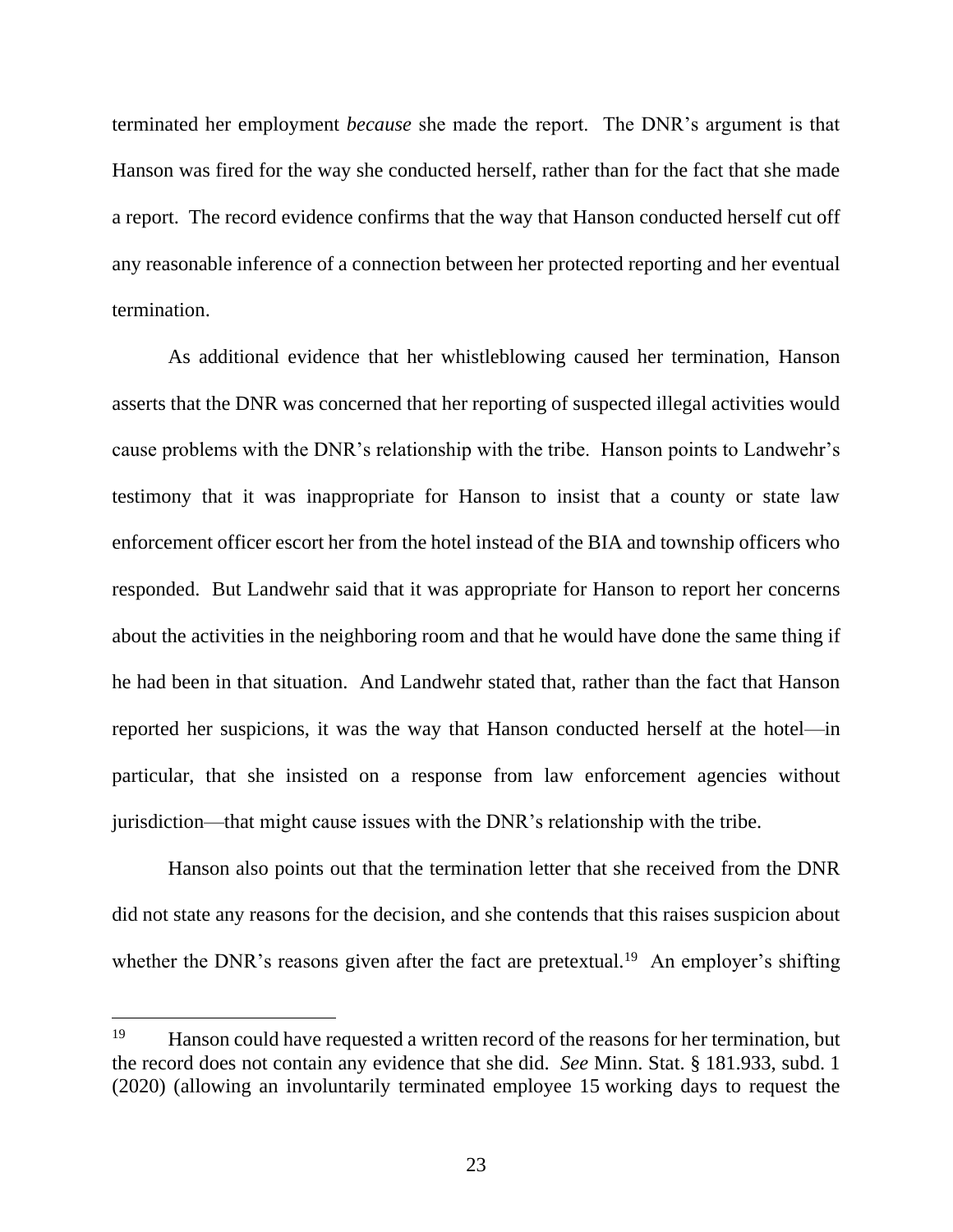terminated her employment *because* she made the report. The DNR's argument is that Hanson was fired for the way she conducted herself, rather than for the fact that she made a report. The record evidence confirms that the way that Hanson conducted herself cut off any reasonable inference of a connection between her protected reporting and her eventual termination.

As additional evidence that her whistleblowing caused her termination, Hanson asserts that the DNR was concerned that her reporting of suspected illegal activities would cause problems with the DNR's relationship with the tribe. Hanson points to Landwehr's testimony that it was inappropriate for Hanson to insist that a county or state law enforcement officer escort her from the hotel instead of the BIA and township officers who responded. But Landwehr said that it was appropriate for Hanson to report her concerns about the activities in the neighboring room and that he would have done the same thing if he had been in that situation. And Landwehr stated that, rather than the fact that Hanson reported her suspicions, it was the way that Hanson conducted herself at the hotel—in particular, that she insisted on a response from law enforcement agencies without jurisdiction—that might cause issues with the DNR's relationship with the tribe.

Hanson also points out that the termination letter that she received from the DNR did not state any reasons for the decision, and she contends that this raises suspicion about whether the DNR's reasons given after the fact are pretextual.[19] An employer's shifting

---

[19] Hanson could have requested a written record of the reasons for her termination, but the record does not contain any evidence that she did. *See* Minn. Stat. § 181.933, subd. 1 (2020) (allowing an involuntarily terminated employee 15 working days to request the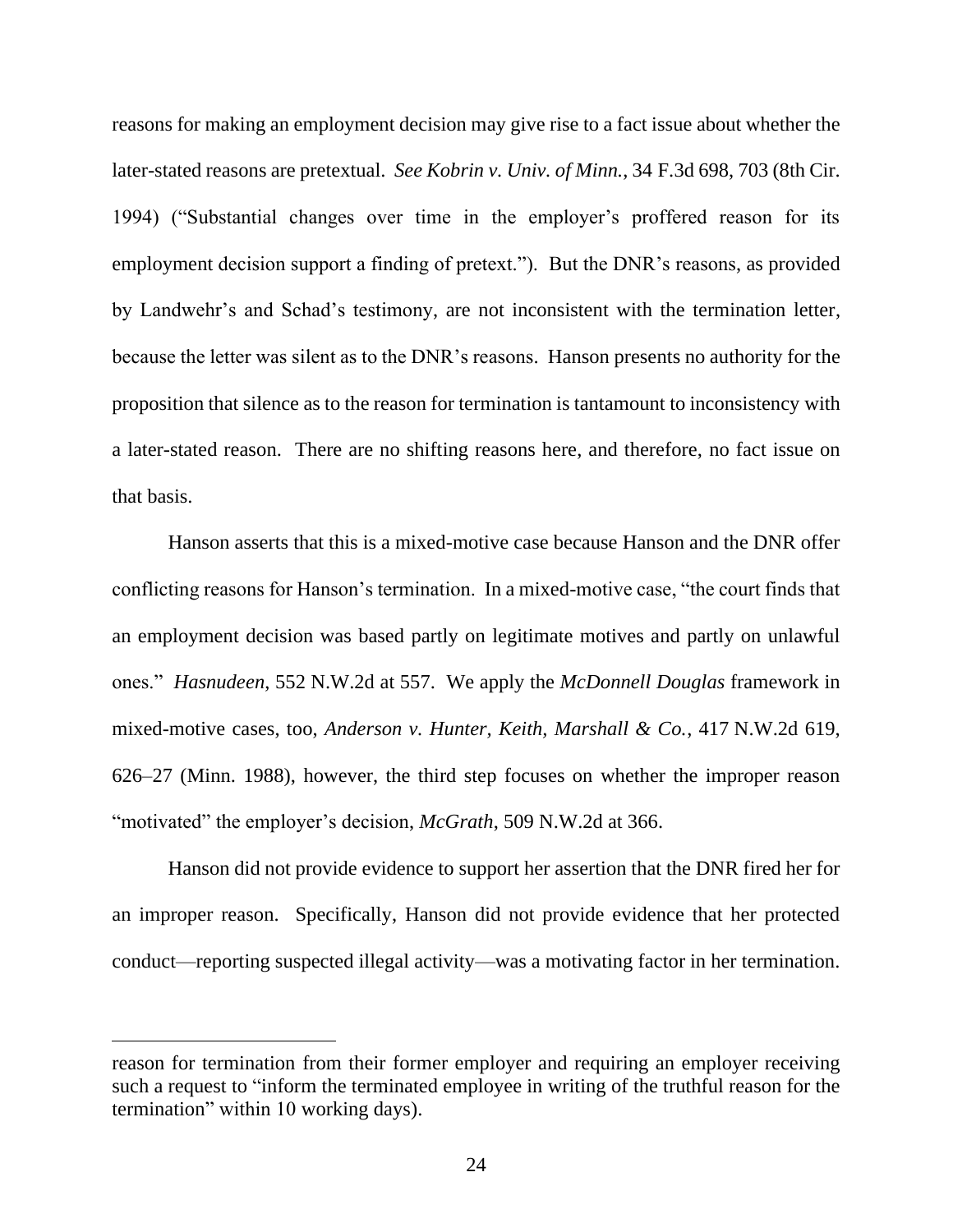reasons for making an employment decision may give rise to a fact issue about whether the later-stated reasons are pretextual. *See Kobrin v. Univ. of Minn.*, 34 F.3d 698, 703 (8th Cir. 1994) ("Substantial changes over time in the employer's proffered reason for its employment decision support a finding of pretext."). But the DNR's reasons, as provided by Landwehr's and Schad's testimony, are not inconsistent with the termination letter, because the letter was silent as to the DNR's reasons. Hanson presents no authority for the proposition that silence as to the reason for termination is tantamount to inconsistency with a later-stated reason. There are no shifting reasons here, and therefore, no fact issue on that basis.

Hanson asserts that this is a mixed-motive case because Hanson and the DNR offer conflicting reasons for Hanson's termination. In a mixed-motive case, "the court finds that an employment decision was based partly on legitimate motives and partly on unlawful ones." *Hasnudeen*, 552 N.W.2d at 557. We apply the *McDonnell Douglas* framework in mixed-motive cases, too, *Anderson v. Hunter, Keith, Marshall & Co.*, 417 N.W.2d 619, 626–27 (Minn. 1988), however, the third step focuses on whether the improper reason "motivated" the employer's decision, *McGrath*, 509 N.W.2d at 366.

Hanson did not provide evidence to support her assertion that the DNR fired her for an improper reason. Specifically, Hanson did not provide evidence that her protected conduct—reporting suspected illegal activity—was a motivating factor in her termination.

---

reason for termination from their former employer and requiring an employer receiving such a request to "inform the terminated employee in writing of the truthful reason for the termination" within 10 working days).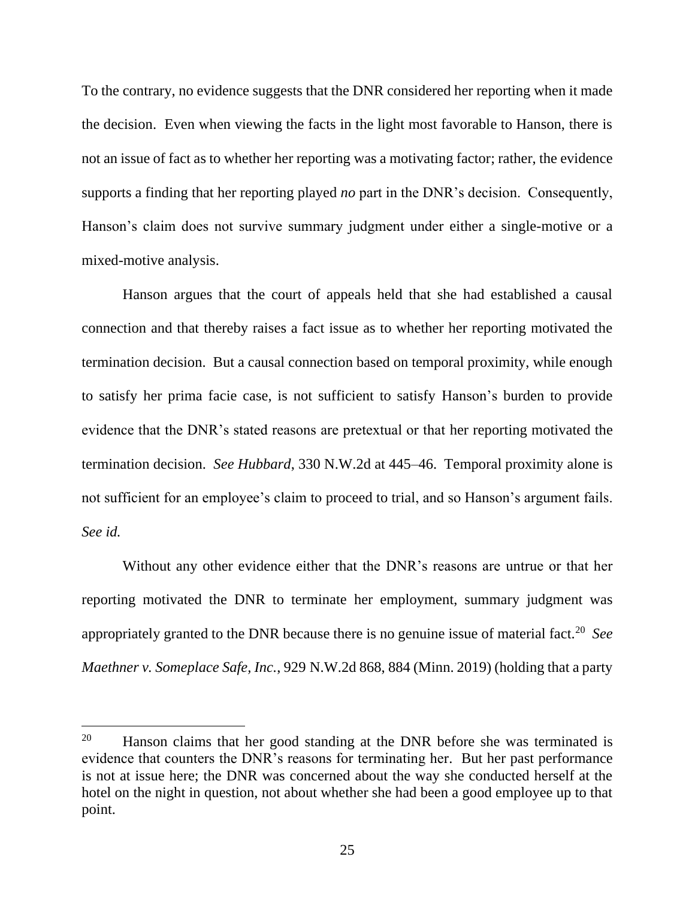To the contrary, no evidence suggests that the DNR considered her reporting when it made the decision. Even when viewing the facts in the light most favorable to Hanson, there is not an issue of fact as to whether her reporting was a motivating factor; rather, the evidence supports a finding that her reporting played *no* part in the DNR's decision. Consequently, Hanson's claim does not survive summary judgment under either a single-motive or a mixed-motive analysis.

Hanson argues that the court of appeals held that she had established a causal connection and that thereby raises a fact issue as to whether her reporting motivated the termination decision. But a causal connection based on temporal proximity, while enough to satisfy her prima facie case, is not sufficient to satisfy Hanson's burden to provide evidence that the DNR's stated reasons are pretextual or that her reporting motivated the termination decision. *See Hubbard*, 330 N.W.2d at 445–46. Temporal proximity alone is not sufficient for an employee's claim to proceed to trial, and so Hanson's argument fails. *See id.*

Without any other evidence either that the DNR's reasons are untrue or that her reporting motivated the DNR to terminate her employment, summary judgment was appropriately granted to the DNR because there is no genuine issue of material fact.[20] *See Maethner v. Someplace Safe, Inc.*, 929 N.W.2d 868, 884 (Minn. 2019) (holding that a party

---

[20] Hanson claims that her good standing at the DNR before she was terminated is evidence that counters the DNR's reasons for terminating her. But her past performance is not at issue here; the DNR was concerned about the way she conducted herself at the hotel on the night in question, not about whether she had been a good employee up to that point.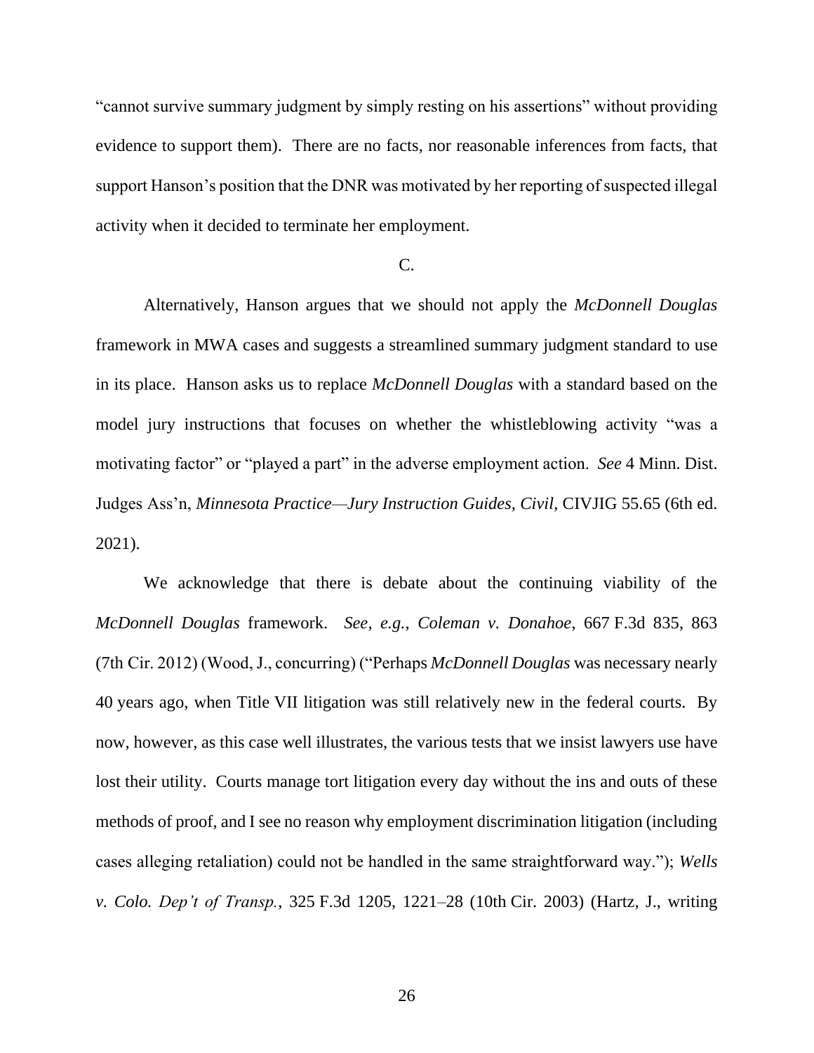"cannot survive summary judgment by simply resting on his assertions" without providing evidence to support them). There are no facts, nor reasonable inferences from facts, that support Hanson's position that the DNR was motivated by her reporting of suspected illegal activity when it decided to terminate her employment.

C.

Alternatively, Hanson argues that we should not apply the *McDonnell Douglas* framework in MWA cases and suggests a streamlined summary judgment standard to use in its place. Hanson asks us to replace *McDonnell Douglas* with a standard based on the model jury instructions that focuses on whether the whistleblowing activity "was a motivating factor" or "played a part" in the adverse employment action. *See* 4 Minn. Dist. Judges Ass'n, *Minnesota Practice—Jury Instruction Guides, Civil*, CIVJIG 55.65 (6th ed. 2021).

We acknowledge that there is debate about the continuing viability of the *McDonnell Douglas* framework. *See, e.g.*, *Coleman v. Donahoe*, 667 F.3d 835, 863 (7th Cir. 2012) (Wood, J., concurring) ("Perhaps *McDonnell Douglas* was necessary nearly 40 years ago, when Title VII litigation was still relatively new in the federal courts. By now, however, as this case well illustrates, the various tests that we insist lawyers use have lost their utility. Courts manage tort litigation every day without the ins and outs of these methods of proof, and I see no reason why employment discrimination litigation (including cases alleging retaliation) could not be handled in the same straightforward way."); *Wells v. Colo. Dep't of Transp.*, 325 F.3d 1205, 1221–28 (10th Cir. 2003) (Hartz, J., writing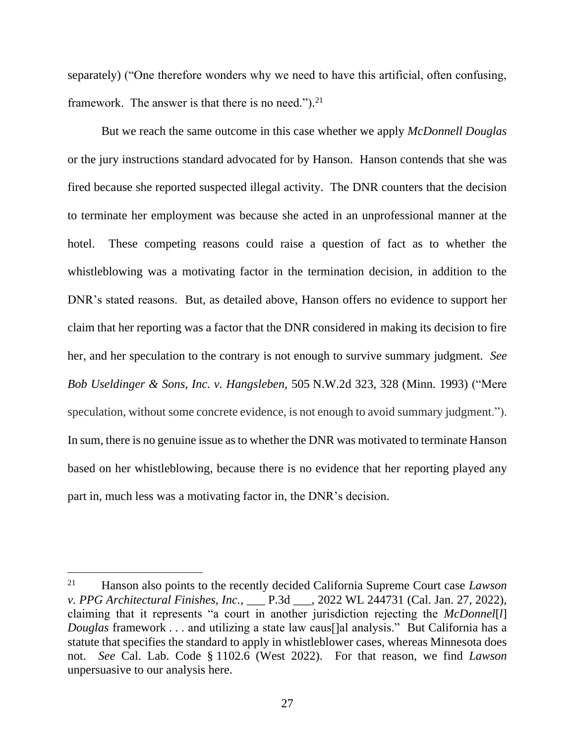separately) ("One therefore wonders why we need to have this artificial, often confusing, framework. The answer is that there is no need.").[21]

But we reach the same outcome in this case whether we apply *McDonnell Douglas* or the jury instructions standard advocated for by Hanson. Hanson contends that she was fired because she reported suspected illegal activity. The DNR counters that the decision to terminate her employment was because she acted in an unprofessional manner at the hotel. These competing reasons could raise a question of fact as to whether the whistleblowing was a motivating factor in the termination decision, in addition to the DNR's stated reasons. But, as detailed above, Hanson offers no evidence to support her claim that her reporting was a factor that the DNR considered in making its decision to fire her, and her speculation to the contrary is not enough to survive summary judgment. *See Bob Useldinger & Sons, Inc. v. Hangsleben*, 505 N.W.2d 323, 328 (Minn. 1993) ("Mere speculation, without some concrete evidence, is not enough to avoid summary judgment."). In sum, there is no genuine issue as to whether the DNR was motivated to terminate Hanson based on her whistleblowing, because there is no evidence that her reporting played any part in, much less was a motivating factor in, the DNR's decision.

---

[21] Hanson also points to the recently decided California Supreme Court case *Lawson v. PPG Architectural Finishes, Inc.*, ___ P.3d ___, 2022 WL 244731 (Cal. Jan. 27, 2022), claiming that it represents "a court in another jurisdiction rejecting the *McDonnel*[*l*] *Douglas* framework . . . and utilizing a state law caus[]al analysis." But California has a statute that specifies the standard to apply in whistleblower cases, whereas Minnesota does not. *See* Cal. Lab. Code § 1102.6 (West 2022). For that reason, we find *Lawson* unpersuasive to our analysis here.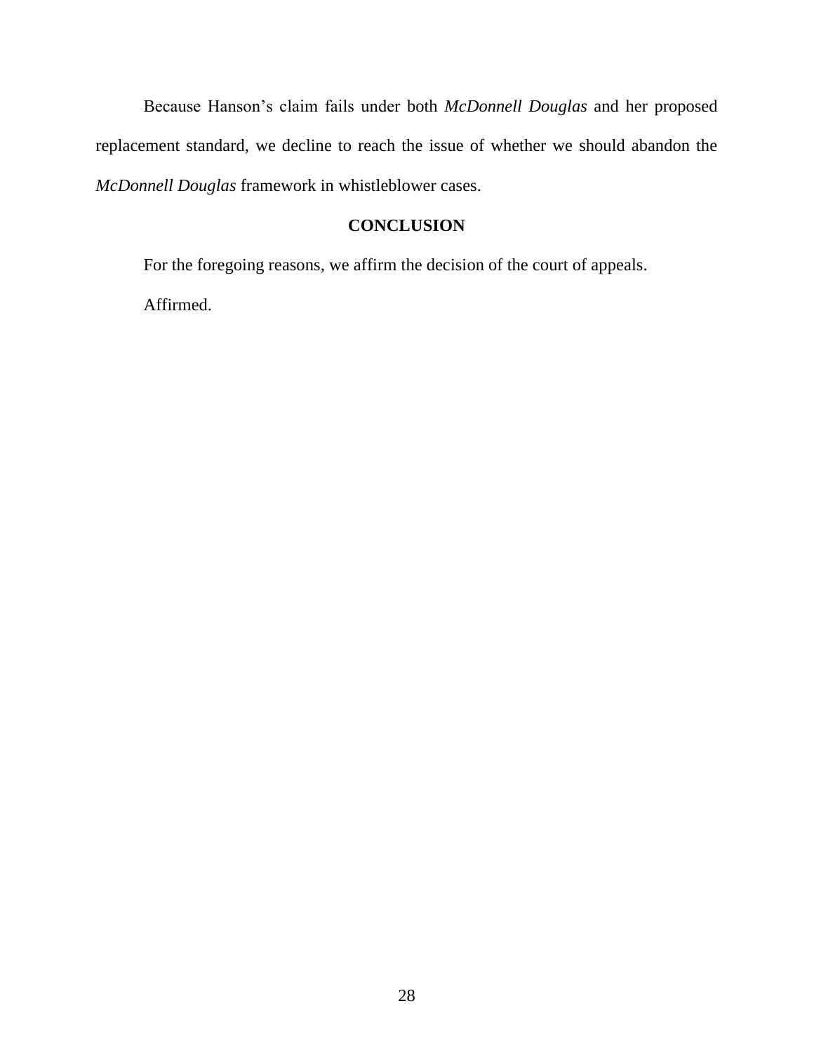Because Hanson's claim fails under both *McDonnell Douglas* and her proposed replacement standard, we decline to reach the issue of whether we should abandon the *McDonnell Douglas* framework in whistleblower cases.

## CONCLUSION

For the foregoing reasons, we affirm the decision of the court of appeals.

Affirmed.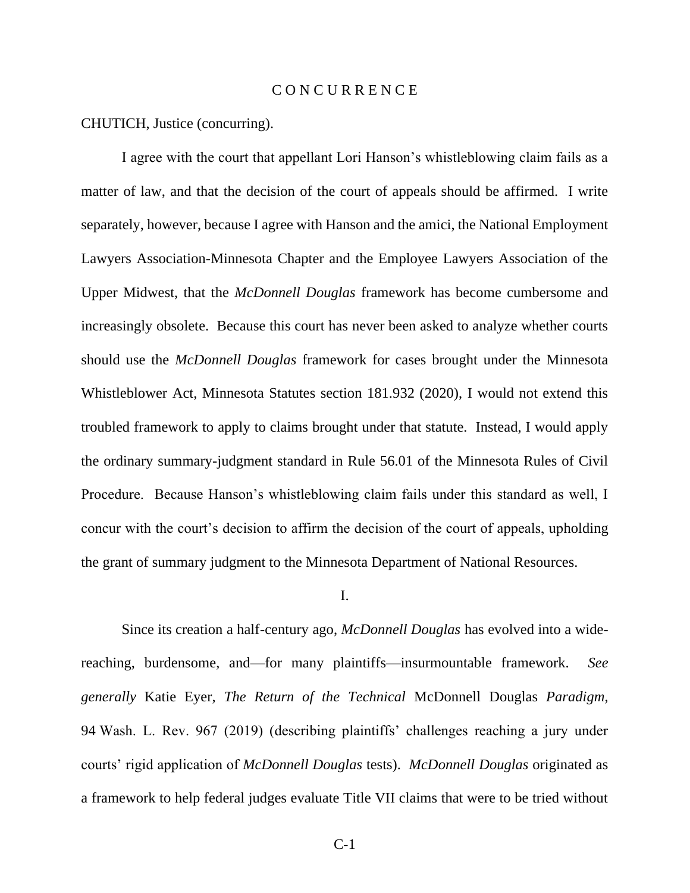# C O N C U R R E N C E

CHUTICH, Justice (concurring).

I agree with the court that appellant Lori Hanson's whistleblowing claim fails as a matter of law, and that the decision of the court of appeals should be affirmed. I write separately, however, because I agree with Hanson and the amici, the National Employment Lawyers Association-Minnesota Chapter and the Employee Lawyers Association of the Upper Midwest, that the *McDonnell Douglas* framework has become cumbersome and increasingly obsolete. Because this court has never been asked to analyze whether courts should use the *McDonnell Douglas* framework for cases brought under the Minnesota Whistleblower Act, Minnesota Statutes section 181.932 (2020), I would not extend this troubled framework to apply to claims brought under that statute. Instead, I would apply the ordinary summary-judgment standard in Rule 56.01 of the Minnesota Rules of Civil Procedure. Because Hanson's whistleblowing claim fails under this standard as well, I concur with the court's decision to affirm the decision of the court of appeals, upholding the grant of summary judgment to the Minnesota Department of National Resources.

I.

Since its creation a half-century ago, *McDonnell Douglas* has evolved into a wide-reaching, burdensome, and—for many plaintiffs—insurmountable framework. *See generally* Katie Eyer, *The Return of the Technical* McDonnell Douglas *Paradigm*, 94 Wash. L. Rev. 967 (2019) (describing plaintiffs' challenges reaching a jury under courts' rigid application of *McDonnell Douglas* tests). *McDonnell Douglas* originated as a framework to help federal judges evaluate Title VII claims that were to be tried without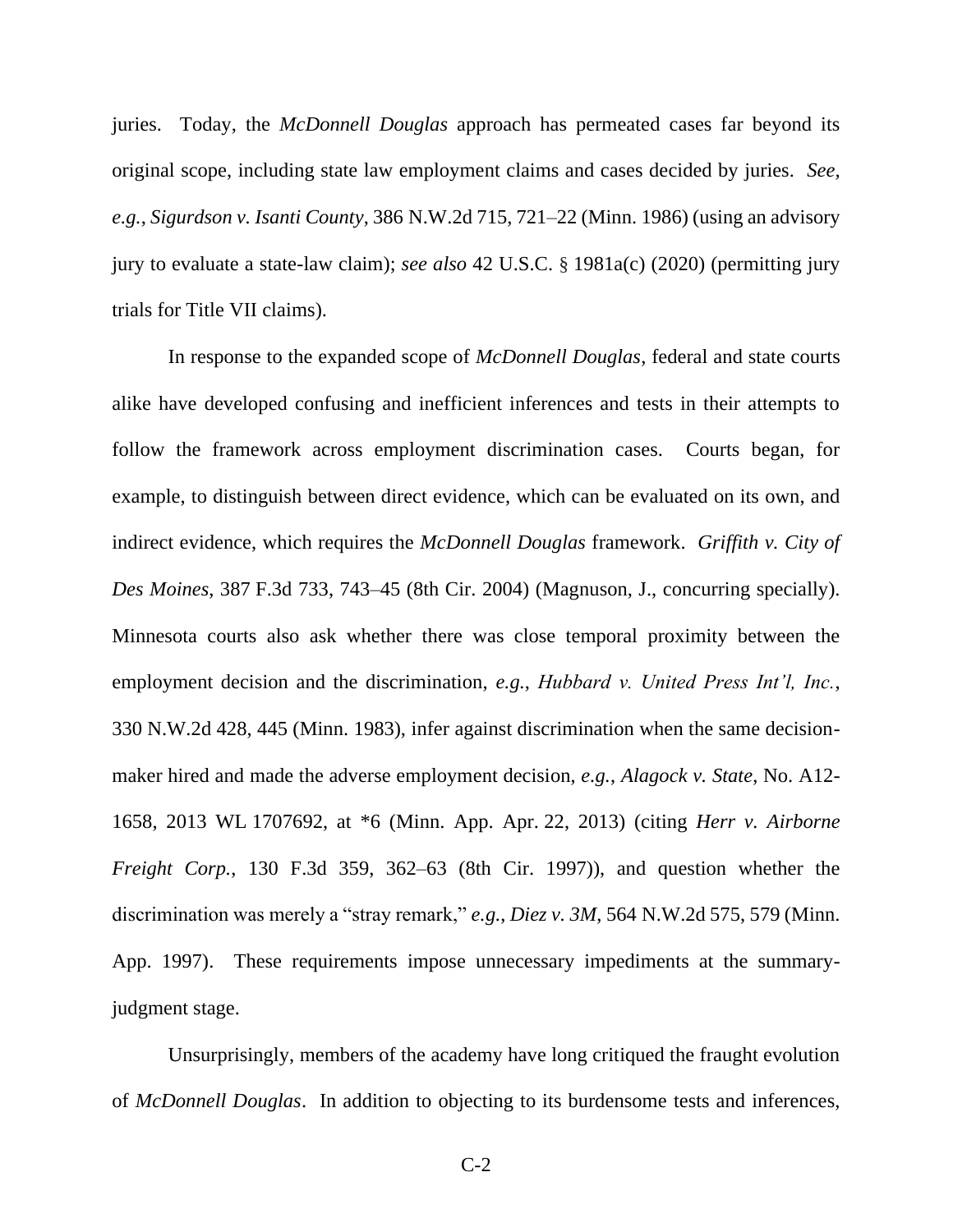juries. Today, the *McDonnell Douglas* approach has permeated cases far beyond its original scope, including state law employment claims and cases decided by juries. *See, e.g.*, *Sigurdson v. Isanti County*, 386 N.W.2d 715, 721–22 (Minn. 1986) (using an advisory jury to evaluate a state-law claim); *see also* 42 U.S.C. § 1981a(c) (2020) (permitting jury trials for Title VII claims).

In response to the expanded scope of *McDonnell Douglas*, federal and state courts alike have developed confusing and inefficient inferences and tests in their attempts to follow the framework across employment discrimination cases. Courts began, for example, to distinguish between direct evidence, which can be evaluated on its own, and indirect evidence, which requires the *McDonnell Douglas* framework. *Griffith v. City of Des Moines*, 387 F.3d 733, 743–45 (8th Cir. 2004) (Magnuson, J., concurring specially). Minnesota courts also ask whether there was close temporal proximity between the employment decision and the discrimination, *e.g.*, *Hubbard v. United Press Int'l, Inc.*, 330 N.W.2d 428, 445 (Minn. 1983), infer against discrimination when the same decision-maker hired and made the adverse employment decision, *e.g.*, *Alagock v. State*, No. A12-1658, 2013 WL 1707692, at *6 (Minn. App. Apr. 22, 2013) (citing *Herr v. Airborne Freight Corp.*, 130 F.3d 359, 362–63 (8th Cir. 1997)), and question whether the discrimination was merely a "stray remark," *e.g.*, *Diez v. 3M*, 564 N.W.2d 575, 579 (Minn. App. 1997). These requirements impose unnecessary impediments at the summary-judgment stage.

Unsurprisingly, members of the academy have long critiqued the fraught evolution of *McDonnell Douglas*. In addition to objecting to its burdensome tests and inferences,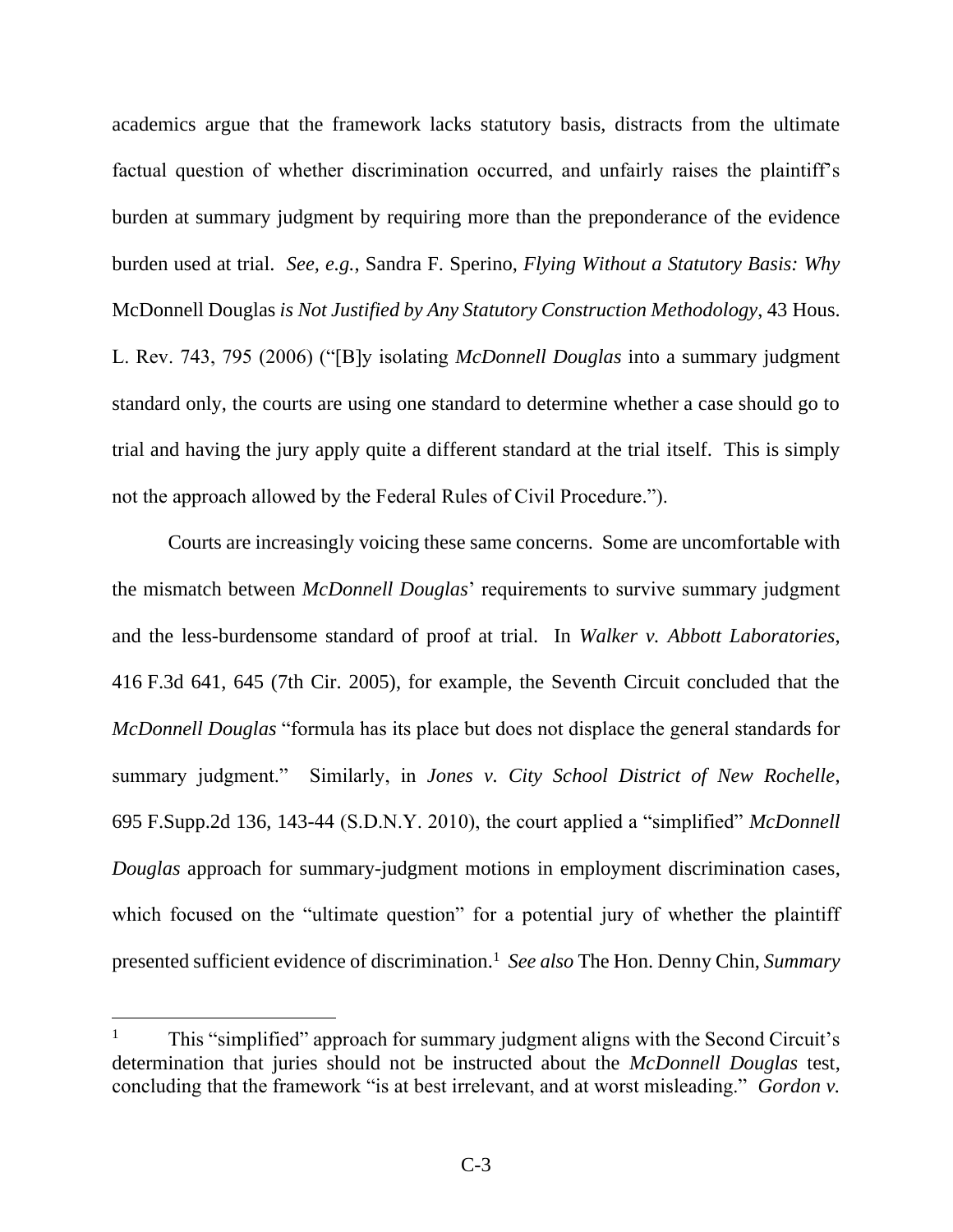academics argue that the framework lacks statutory basis, distracts from the ultimate factual question of whether discrimination occurred, and unfairly raises the plaintiff's burden at summary judgment by requiring more than the preponderance of the evidence burden used at trial. *See, e.g.*, Sandra F. Sperino, *Flying Without a Statutory Basis: Why* McDonnell Douglas *is Not Justified by Any Statutory Construction Methodology*, 43 Hous. L. Rev. 743, 795 (2006) ("[B]y isolating *McDonnell Douglas* into a summary judgment standard only, the courts are using one standard to determine whether a case should go to trial and having the jury apply quite a different standard at the trial itself. This is simply not the approach allowed by the Federal Rules of Civil Procedure.").

Courts are increasingly voicing these same concerns. Some are uncomfortable with the mismatch between *McDonnell Douglas*' requirements to survive summary judgment and the less-burdensome standard of proof at trial. In *Walker v. Abbott Laboratories*, 416 F.3d 641, 645 (7th Cir. 2005), for example, the Seventh Circuit concluded that the *McDonnell Douglas* "formula has its place but does not displace the general standards for summary judgment." Similarly, in *Jones v. City School District of New Rochelle*, 695 F.Supp.2d 136, 143-44 (S.D.N.Y. 2010), the court applied a "simplified" *McDonnell Douglas* approach for summary-judgment motions in employment discrimination cases, which focused on the "ultimate question" for a potential jury of whether the plaintiff presented sufficient evidence of discrimination.[1] *See also* The Hon. Denny Chin, *Summary*

[1] This "simplified" approach for summary judgment aligns with the Second Circuit's determination that juries should not be instructed about the *McDonnell Douglas* test, concluding that the framework "is at best irrelevant, and at worst misleading." *Gordon v.*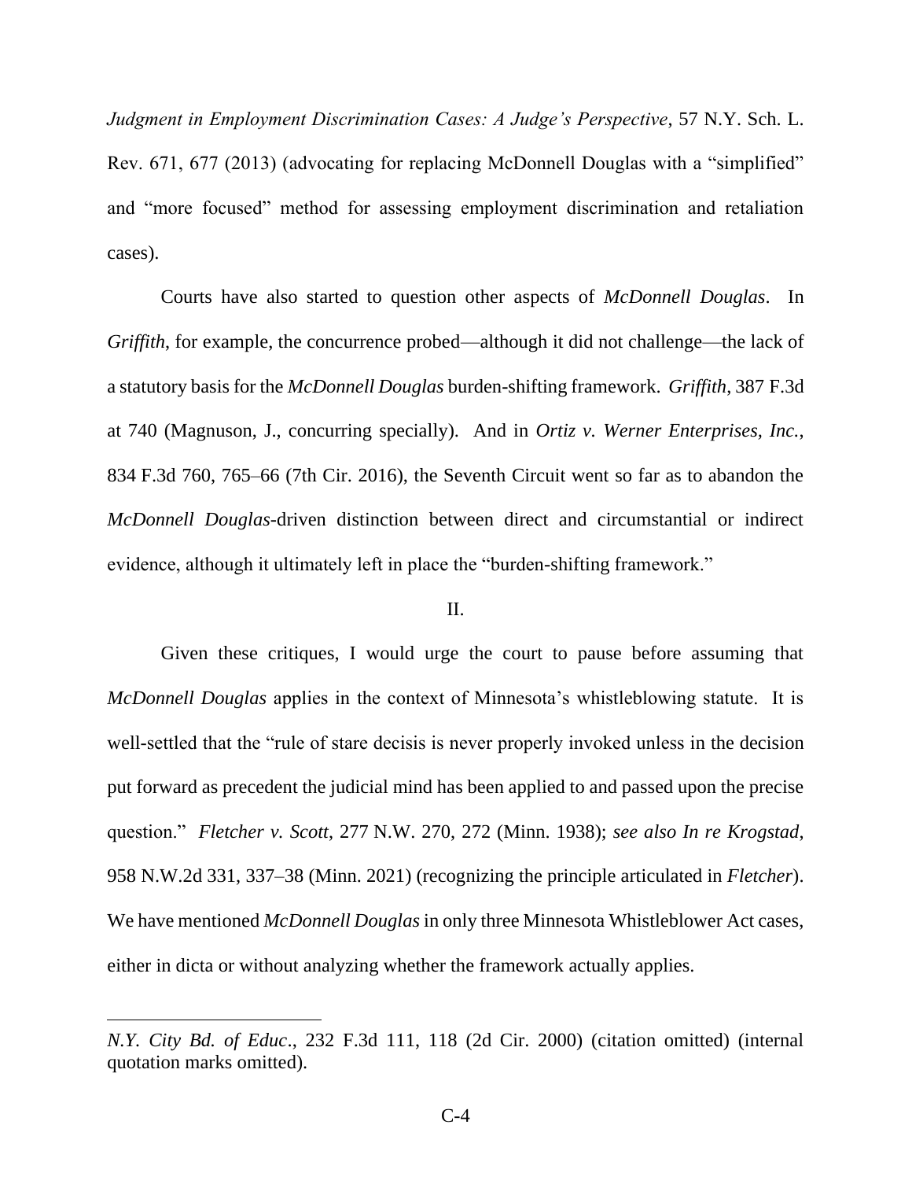*Judgment in Employment Discrimination Cases: A Judge's Perspective*, 57 N.Y. Sch. L. Rev. 671, 677 (2013) (advocating for replacing McDonnell Douglas with a "simplified" and "more focused" method for assessing employment discrimination and retaliation cases).

Courts have also started to question other aspects of *McDonnell Douglas*. In *Griffith*, for example, the concurrence probed—although it did not challenge—the lack of a statutory basis for the *McDonnell Douglas* burden-shifting framework. *Griffith*, 387 F.3d at 740 (Magnuson, J., concurring specially). And in *Ortiz v. Werner Enterprises, Inc.*, 834 F.3d 760, 765–66 (7th Cir. 2016), the Seventh Circuit went so far as to abandon the *McDonnell Douglas*-driven distinction between direct and circumstantial or indirect evidence, although it ultimately left in place the "burden-shifting framework."

## II.

Given these critiques, I would urge the court to pause before assuming that *McDonnell Douglas* applies in the context of Minnesota's whistleblowing statute. It is well-settled that the "rule of stare decisis is never properly invoked unless in the decision put forward as precedent the judicial mind has been applied to and passed upon the precise question." *Fletcher v. Scott*, 277 N.W. 270, 272 (Minn. 1938); *see also In re Krogstad*, 958 N.W.2d 331, 337–38 (Minn. 2021) (recognizing the principle articulated in *Fletcher*). We have mentioned *McDonnell Douglas* in only three Minnesota Whistleblower Act cases, either in dicta or without analyzing whether the framework actually applies.

---

*N.Y. City Bd. of Educ.*, 232 F.3d 111, 118 (2d Cir. 2000) (citation omitted) (internal quotation marks omitted).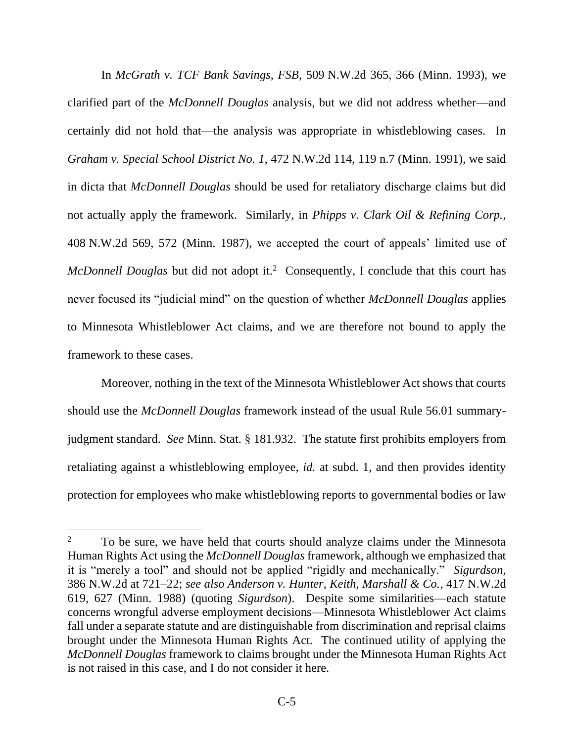In *McGrath v. TCF Bank Savings, FSB*, 509 N.W.2d 365, 366 (Minn. 1993), we clarified part of the *McDonnell Douglas* analysis, but we did not address whether—and certainly did not hold that—the analysis was appropriate in whistleblowing cases. In *Graham v. Special School District No. 1*, 472 N.W.2d 114, 119 n.7 (Minn. 1991), we said in dicta that *McDonnell Douglas* should be used for retaliatory discharge claims but did not actually apply the framework. Similarly, in *Phipps v. Clark Oil & Refining Corp.*, 408 N.W.2d 569, 572 (Minn. 1987), we accepted the court of appeals' limited use of *McDonnell Douglas* but did not adopt it.[2] Consequently, I conclude that this court has never focused its "judicial mind" on the question of whether *McDonnell Douglas* applies to Minnesota Whistleblower Act claims, and we are therefore not bound to apply the framework to these cases.

Moreover, nothing in the text of the Minnesota Whistleblower Act shows that courts should use the *McDonnell Douglas* framework instead of the usual Rule 56.01 summary-judgment standard. *See* Minn. Stat. § 181.932. The statute first prohibits employers from retaliating against a whistleblowing employee, *id.* at subd. 1, and then provides identity protection for employees who make whistleblowing reports to governmental bodies or law

---

[2] To be sure, we have held that courts should analyze claims under the Minnesota Human Rights Act using the *McDonnell Douglas* framework, although we emphasized that it is "merely a tool" and should not be applied "rigidly and mechanically." *Sigurdson*, 386 N.W.2d at 721–22; *see also Anderson v. Hunter, Keith, Marshall & Co.*, 417 N.W.2d 619, 627 (Minn. 1988) (quoting *Sigurdson*). Despite some similarities—each statute concerns wrongful adverse employment decisions—Minnesota Whistleblower Act claims fall under a separate statute and are distinguishable from discrimination and reprisal claims brought under the Minnesota Human Rights Act. The continued utility of applying the *McDonnell Douglas* framework to claims brought under the Minnesota Human Rights Act is not raised in this case, and I do not consider it here.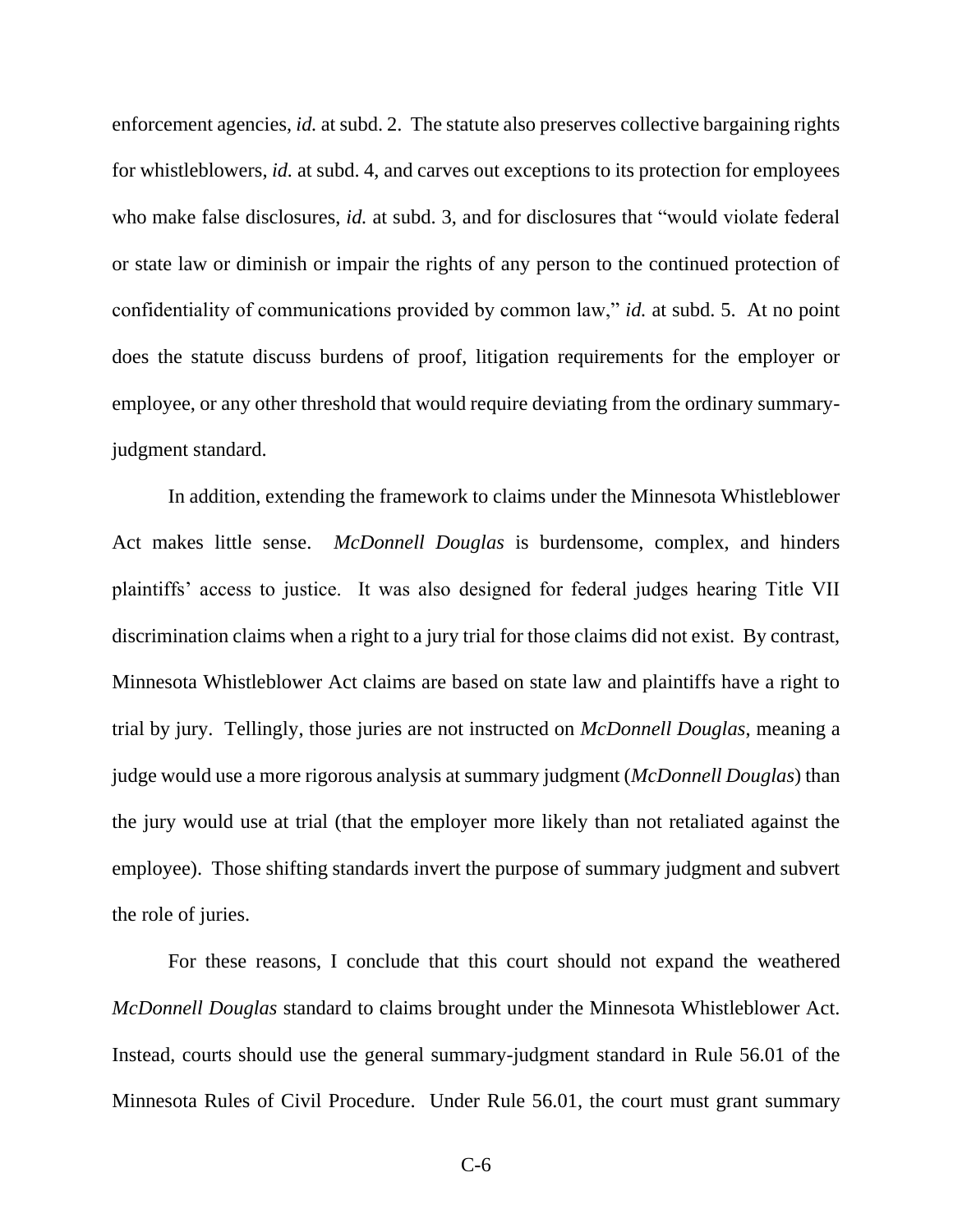enforcement agencies, *id.* at subd. 2. The statute also preserves collective bargaining rights for whistleblowers, *id.* at subd. 4, and carves out exceptions to its protection for employees who make false disclosures, *id.* at subd. 3, and for disclosures that "would violate federal or state law or diminish or impair the rights of any person to the continued protection of confidentiality of communications provided by common law," *id.* at subd. 5. At no point does the statute discuss burdens of proof, litigation requirements for the employer or employee, or any other threshold that would require deviating from the ordinary summary-judgment standard.

In addition, extending the framework to claims under the Minnesota Whistleblower Act makes little sense. *McDonnell Douglas* is burdensome, complex, and hinders plaintiffs' access to justice. It was also designed for federal judges hearing Title VII discrimination claims when a right to a jury trial for those claims did not exist. By contrast, Minnesota Whistleblower Act claims are based on state law and plaintiffs have a right to trial by jury. Tellingly, those juries are not instructed on *McDonnell Douglas*, meaning a judge would use a more rigorous analysis at summary judgment (*McDonnell Douglas*) than the jury would use at trial (that the employer more likely than not retaliated against the employee). Those shifting standards invert the purpose of summary judgment and subvert the role of juries.

For these reasons, I conclude that this court should not expand the weathered *McDonnell Douglas* standard to claims brought under the Minnesota Whistleblower Act. Instead, courts should use the general summary-judgment standard in Rule 56.01 of the Minnesota Rules of Civil Procedure. Under Rule 56.01, the court must grant summary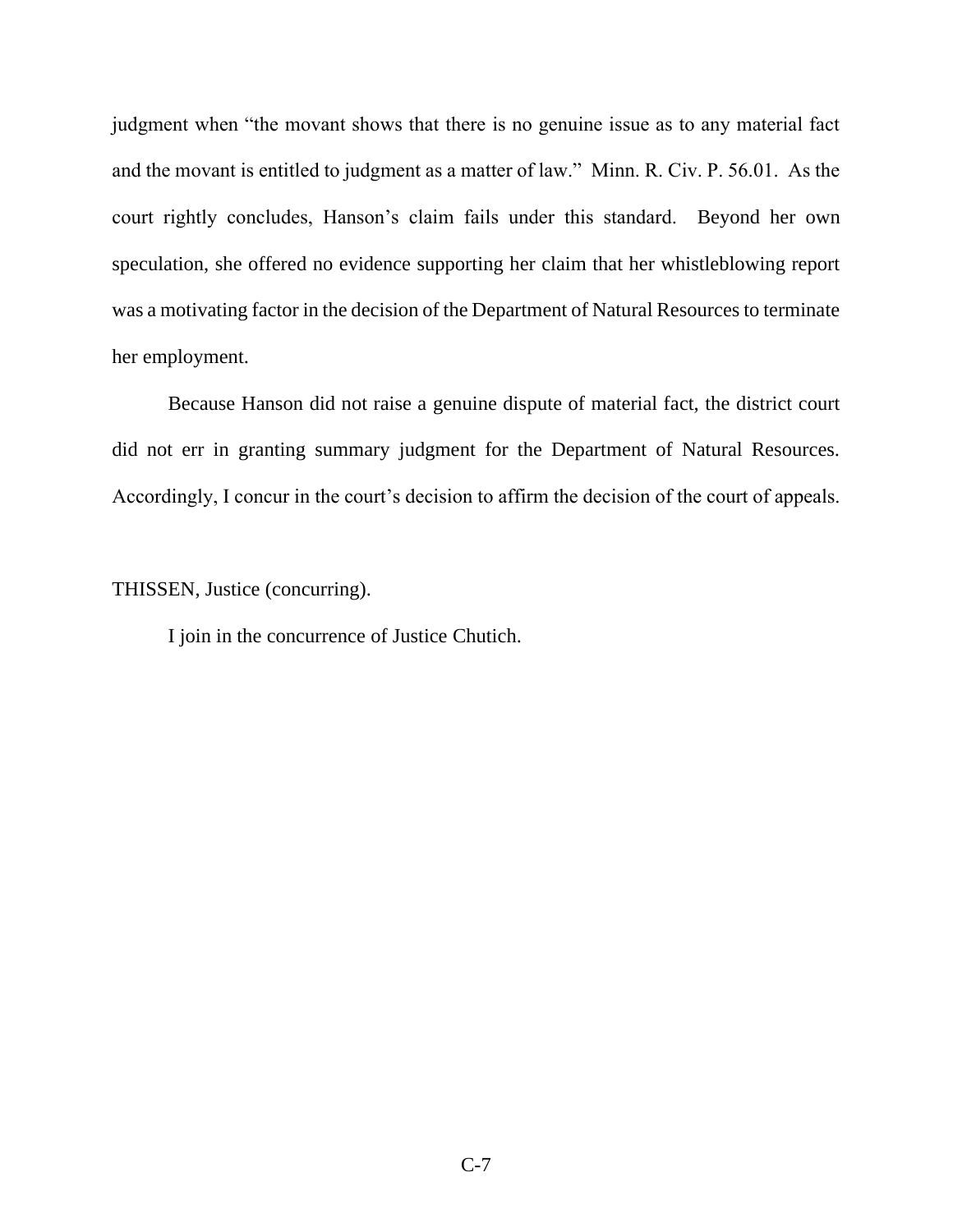judgment when "the movant shows that there is no genuine issue as to any material fact and the movant is entitled to judgment as a matter of law." Minn. R. Civ. P. 56.01. As the court rightly concludes, Hanson's claim fails under this standard. Beyond her own speculation, she offered no evidence supporting her claim that her whistleblowing report was a motivating factor in the decision of the Department of Natural Resources to terminate her employment.

Because Hanson did not raise a genuine dispute of material fact, the district court did not err in granting summary judgment for the Department of Natural Resources. Accordingly, I concur in the court's decision to affirm the decision of the court of appeals.

THISSEN, Justice (concurring).

I join in the concurrence of Justice Chutich.